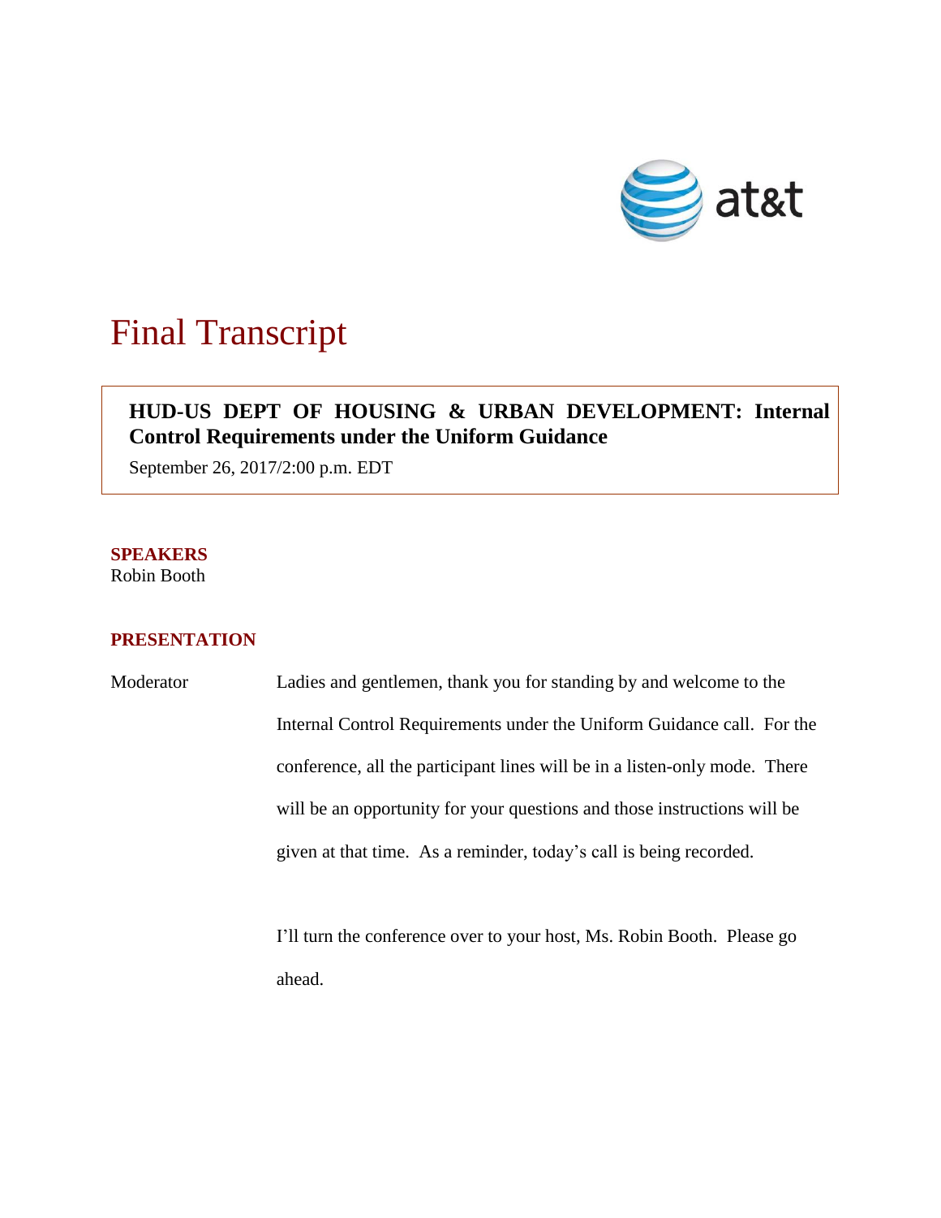# Final Transcript

**HUD-US DEPT OF HOUSING & URBAN DEVELOPMENT: Internal Control Requirements under the Uniform Guidance**

September 26, 2017/2:00 p.m. EDT

## SPEAKERS

Robin Booth

## PRESENTATION

Moderator: Ladies and gentlemen, thank you for standing by and welcome to the Internal Control Requirements under the Uniform Guidance call. For the conference, all the participant lines will be in a listen-only mode. There will be an opportunity for your questions and those instructions will be given at that time. As a reminder, today's call is being recorded.

I'll turn the conference over to your host, Ms. Robin Booth. Please go ahead.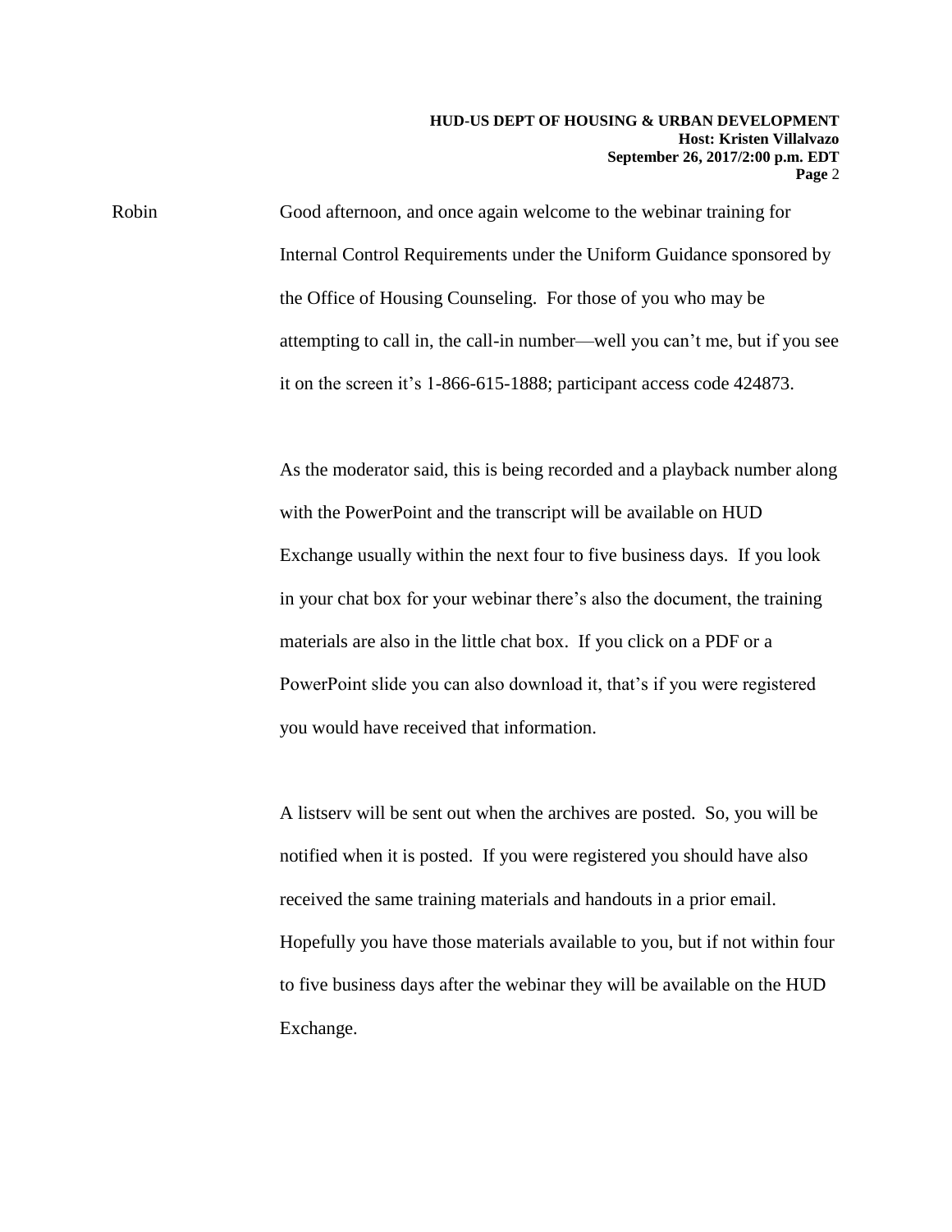Robin Good afternoon, and once again welcome to the webinar training for Internal Control Requirements under the Uniform Guidance sponsored by the Office of Housing Counseling. For those of you who may be attempting to call in, the call-in number—well you can't me, but if you see it on the screen it's 1-866-615-1888; participant access code 424873.

As the moderator said, this is being recorded and a playback number along with the PowerPoint and the transcript will be available on HUD Exchange usually within the next four to five business days. If you look in your chat box for your webinar there's also the document, the training materials are also in the little chat box. If you click on a PDF or a PowerPoint slide you can also download it, that's if you were registered you would have received that information.

A listserv will be sent out when the archives are posted. So, you will be notified when it is posted. If you were registered you should have also received the same training materials and handouts in a prior email. Hopefully you have those materials available to you, but if not within four to five business days after the webinar they will be available on the HUD Exchange.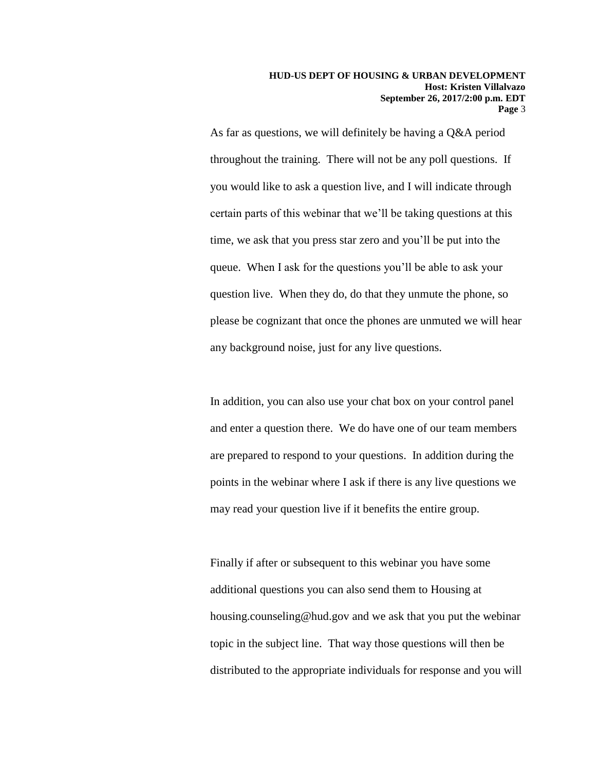As far as questions, we will definitely be having a Q&A period throughout the training. There will not be any poll questions. If you would like to ask a question live, and I will indicate through certain parts of this webinar that we'll be taking questions at this time, we ask that you press star zero and you'll be put into the queue. When I ask for the questions you'll be able to ask your question live. When they do, do that they unmute the phone, so please be cognizant that once the phones are unmuted we will hear any background noise, just for any live questions.

In addition, you can also use your chat box on your control panel and enter a question there. We do have one of our team members are prepared to respond to your questions. In addition during the points in the webinar where I ask if there is any live questions we may read your question live if it benefits the entire group.

Finally if after or subsequent to this webinar you have some additional questions you can also send them to Housing at housing.counseling@hud.gov and we ask that you put the webinar topic in the subject line. That way those questions will then be distributed to the appropriate individuals for response and you will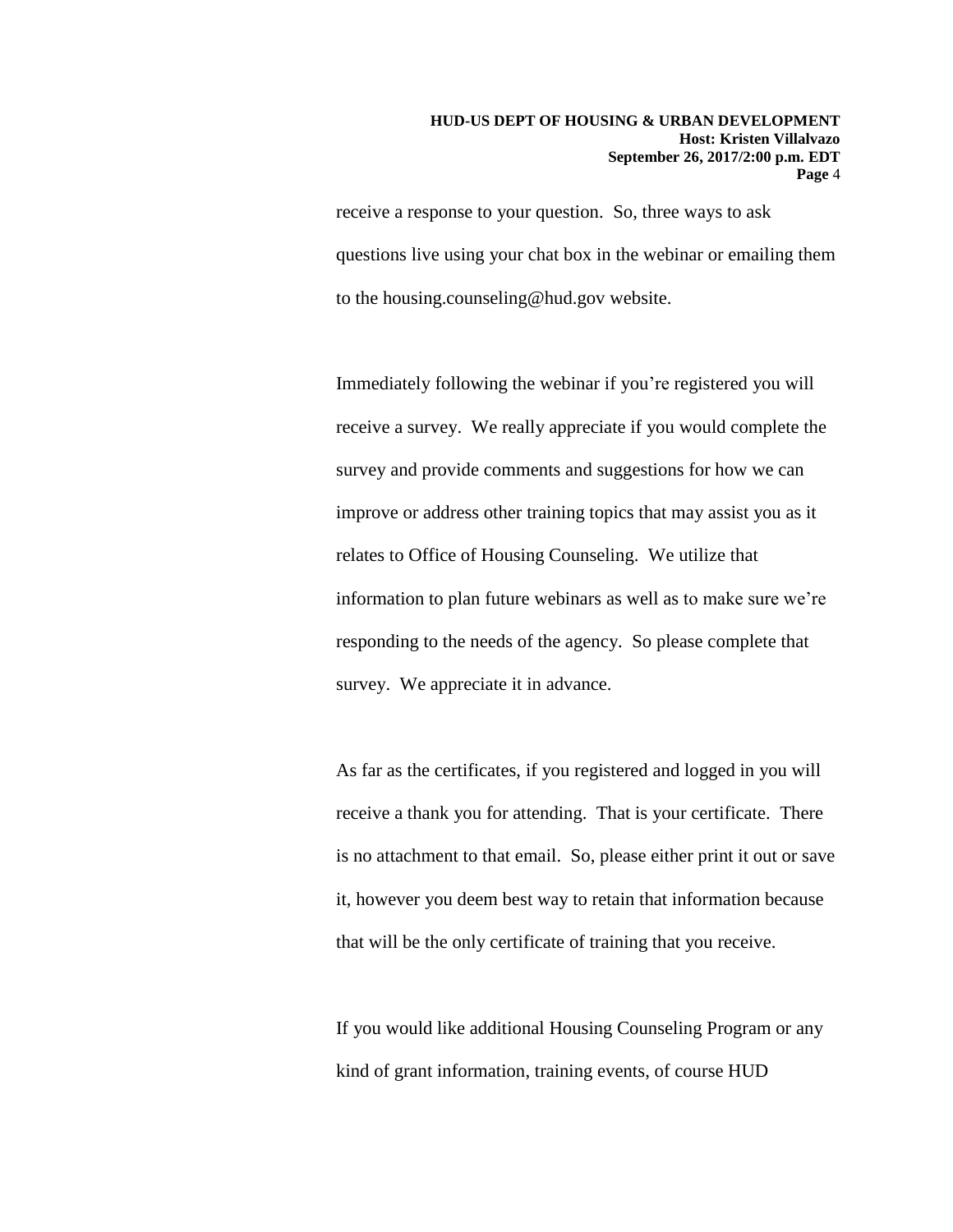receive a response to your question. So, three ways to ask questions live using your chat box in the webinar or emailing them to the housing.counseling@hud.gov website.

Immediately following the webinar if you're registered you will receive a survey. We really appreciate if you would complete the survey and provide comments and suggestions for how we can improve or address other training topics that may assist you as it relates to Office of Housing Counseling. We utilize that information to plan future webinars as well as to make sure we're responding to the needs of the agency. So please complete that survey. We appreciate it in advance.

As far as the certificates, if you registered and logged in you will receive a thank you for attending. That is your certificate. There is no attachment to that email. So, please either print it out or save it, however you deem best way to retain that information because that will be the only certificate of training that you receive.

If you would like additional Housing Counseling Program or any kind of grant information, training events, of course HUD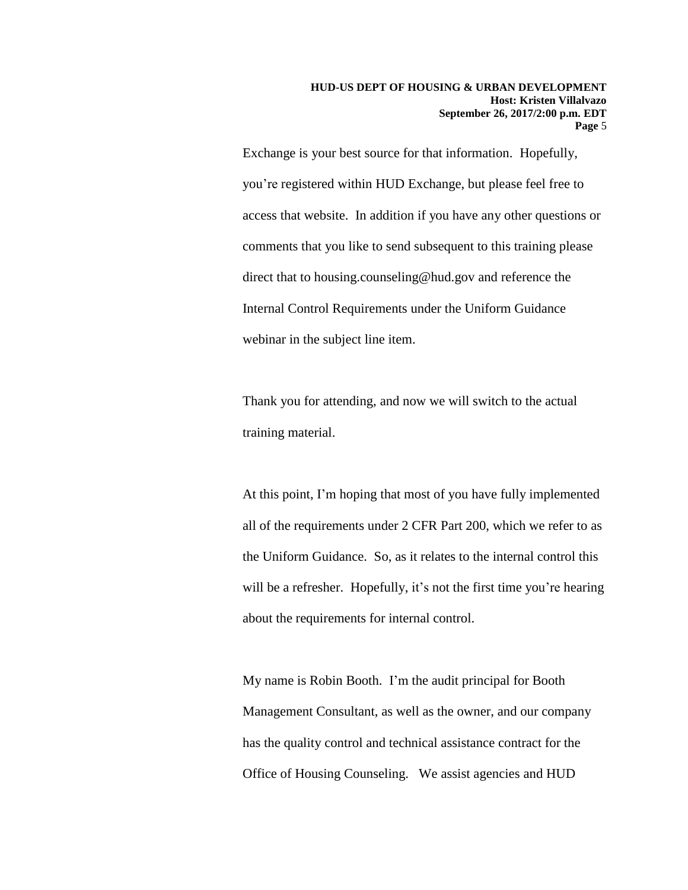Exchange is your best source for that information. Hopefully, you’re registered within HUD Exchange, but please feel free to access that website. In addition if you have any other questions or comments that you like to send subsequent to this training please direct that to housing.counseling@hud.gov and reference the Internal Control Requirements under the Uniform Guidance webinar in the subject line item.

Thank you for attending, and now we will switch to the actual training material.

At this point, I’m hoping that most of you have fully implemented all of the requirements under 2 CFR Part 200, which we refer to as the Uniform Guidance. So, as it relates to the internal control this will be a refresher. Hopefully, it’s not the first time you’re hearing about the requirements for internal control.

My name is Robin Booth. I’m the audit principal for Booth Management Consultant, as well as the owner, and our company has the quality control and technical assistance contract for the Office of Housing Counseling. We assist agencies and HUD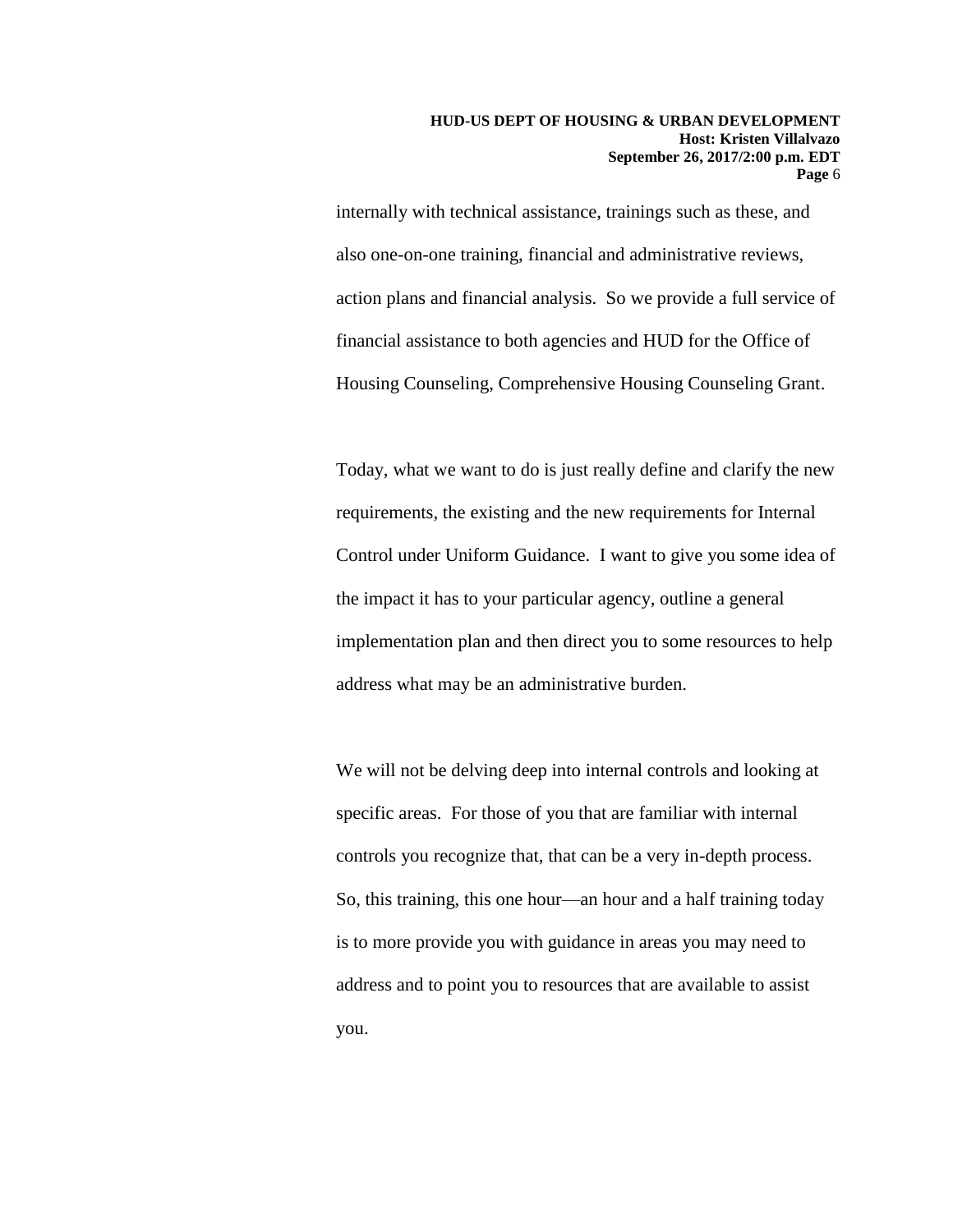internally with technical assistance, trainings such as these, and also one-on-one training, financial and administrative reviews, action plans and financial analysis. So we provide a full service of financial assistance to both agencies and HUD for the Office of Housing Counseling, Comprehensive Housing Counseling Grant.

Today, what we want to do is just really define and clarify the new requirements, the existing and the new requirements for Internal Control under Uniform Guidance. I want to give you some idea of the impact it has to your particular agency, outline a general implementation plan and then direct you to some resources to help address what may be an administrative burden.

We will not be delving deep into internal controls and looking at specific areas. For those of you that are familiar with internal controls you recognize that, that can be a very in-depth process. So, this training, this one hour—an hour and a half training today is to more provide you with guidance in areas you may need to address and to point you to resources that are available to assist you.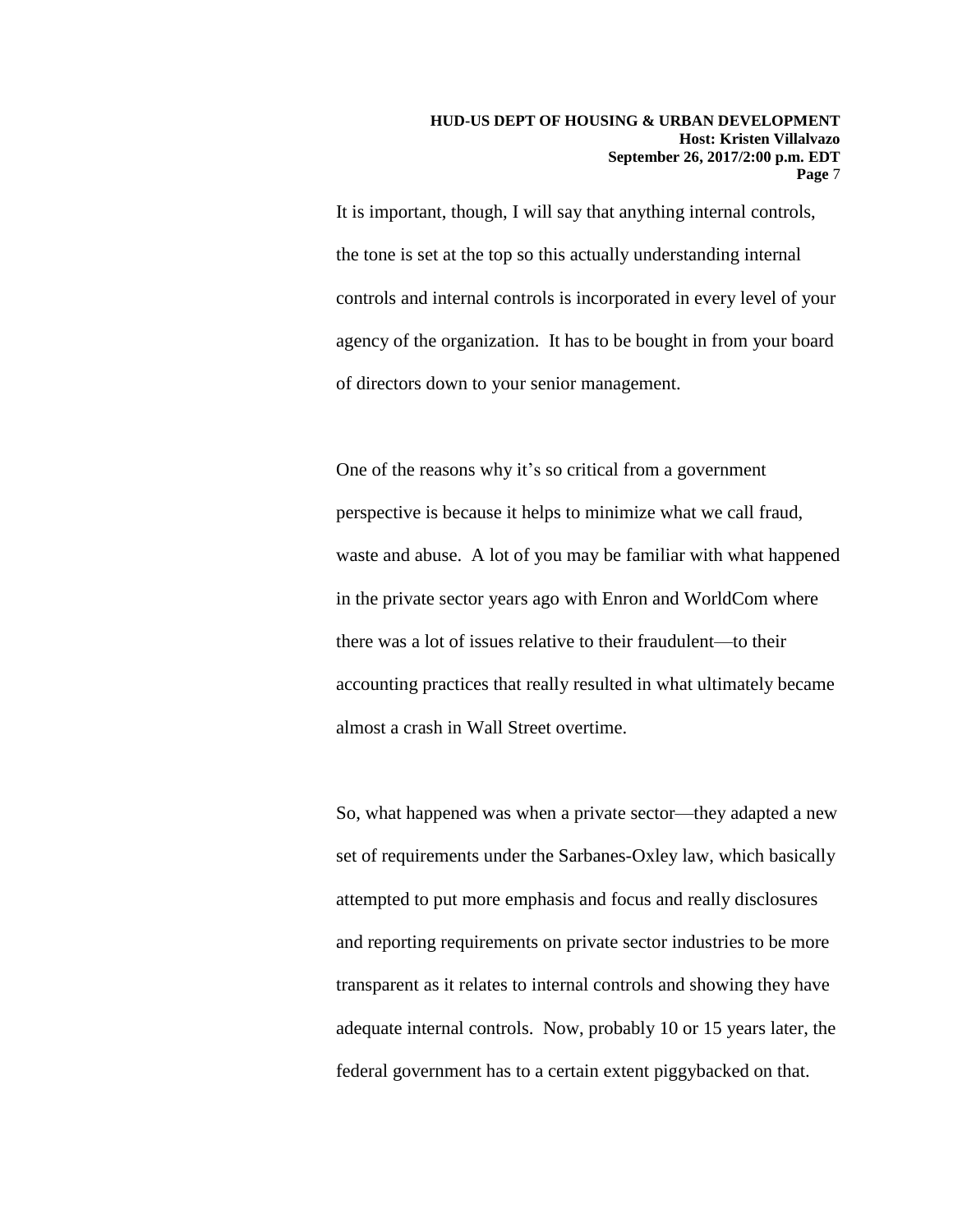It is important, though, I will say that anything internal controls, the tone is set at the top so this actually understanding internal controls and internal controls is incorporated in every level of your agency of the organization. It has to be bought in from your board of directors down to your senior management.

One of the reasons why it's so critical from a government perspective is because it helps to minimize what we call fraud, waste and abuse. A lot of you may be familiar with what happened in the private sector years ago with Enron and WorldCom where there was a lot of issues relative to their fraudulent—to their accounting practices that really resulted in what ultimately became almost a crash in Wall Street overtime.

So, what happened was when a private sector—they adapted a new set of requirements under the Sarbanes-Oxley law, which basically attempted to put more emphasis and focus and really disclosures and reporting requirements on private sector industries to be more transparent as it relates to internal controls and showing they have adequate internal controls. Now, probably 10 or 15 years later, the federal government has to a certain extent piggybacked on that.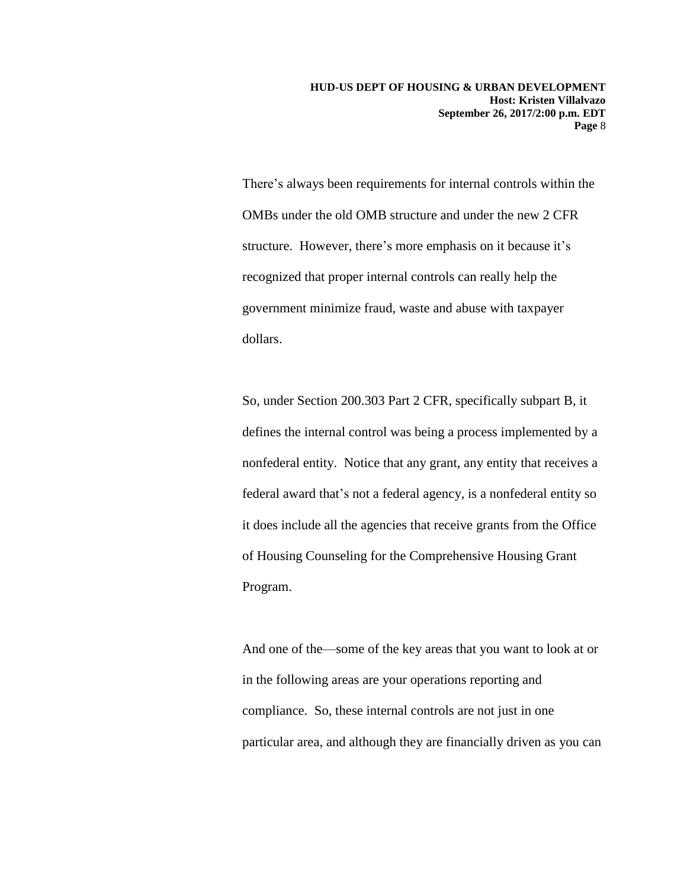There's always been requirements for internal controls within the OMBs under the old OMB structure and under the new 2 CFR structure. However, there's more emphasis on it because it's recognized that proper internal controls can really help the government minimize fraud, waste and abuse with taxpayer dollars.

So, under Section 200.303 Part 2 CFR, specifically subpart B, it defines the internal control was being a process implemented by a nonfederal entity. Notice that any grant, any entity that receives a federal award that's not a federal agency, is a nonfederal entity so it does include all the agencies that receive grants from the Office of Housing Counseling for the Comprehensive Housing Grant Program.

And one of the—some of the key areas that you want to look at or in the following areas are your operations reporting and compliance. So, these internal controls are not just in one particular area, and although they are financially driven as you can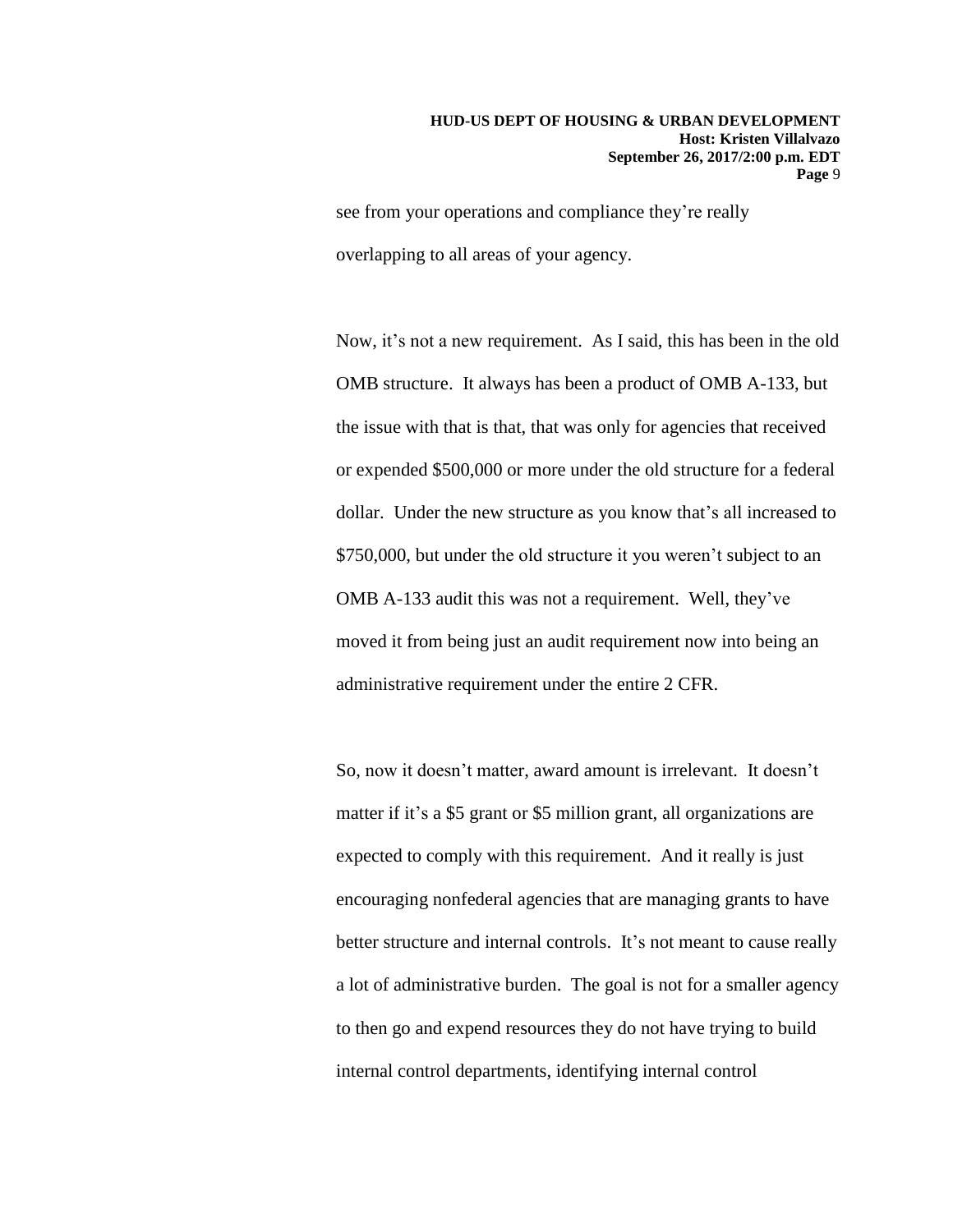see from your operations and compliance they're really overlapping to all areas of your agency.

Now, it's not a new requirement. As I said, this has been in the old OMB structure. It always has been a product of OMB A-133, but the issue with that is that, that was only for agencies that received or expended $500,000 or more under the old structure for a federal dollar. Under the new structure as you know that's all increased to $750,000, but under the old structure it you weren't subject to an OMB A-133 audit this was not a requirement. Well, they've moved it from being just an audit requirement now into being an administrative requirement under the entire 2 CFR.

So, now it doesn't matter, award amount is irrelevant. It doesn't matter if it's a $5 grant or $5 million grant, all organizations are expected to comply with this requirement. And it really is just encouraging nonfederal agencies that are managing grants to have better structure and internal controls. It's not meant to cause really a lot of administrative burden. The goal is not for a smaller agency to then go and expend resources they do not have trying to build internal control departments, identifying internal control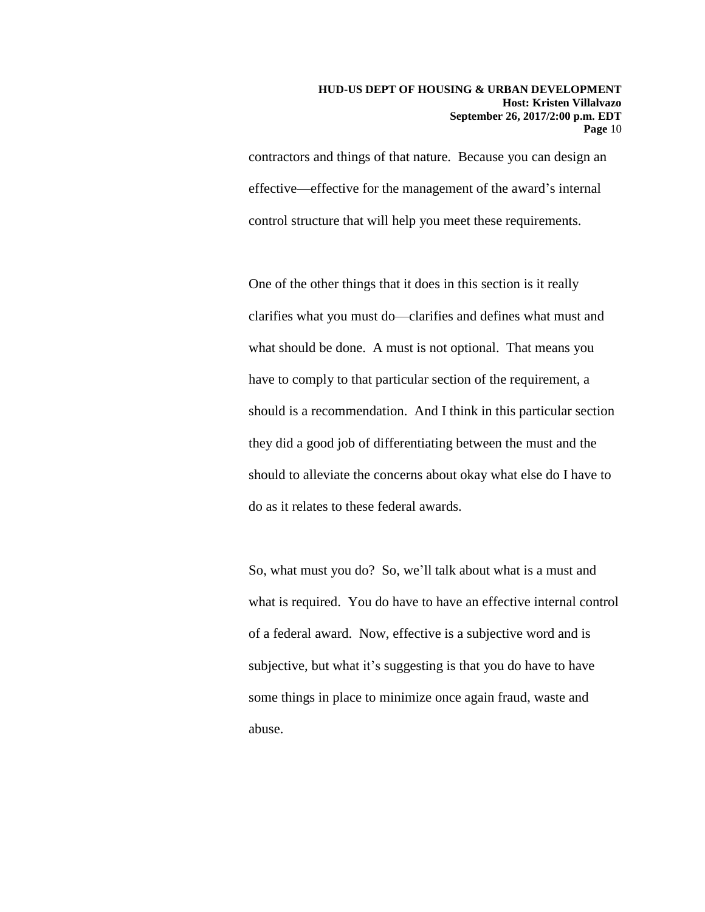contractors and things of that nature. Because you can design an effective—effective for the management of the award's internal control structure that will help you meet these requirements.

One of the other things that it does in this section is it really clarifies what you must do—clarifies and defines what must and what should be done. A must is not optional. That means you have to comply to that particular section of the requirement, a should is a recommendation. And I think in this particular section they did a good job of differentiating between the must and the should to alleviate the concerns about okay what else do I have to do as it relates to these federal awards.

So, what must you do? So, we'll talk about what is a must and what is required. You do have to have an effective internal control of a federal award. Now, effective is a subjective word and is subjective, but what it's suggesting is that you do have to have some things in place to minimize once again fraud, waste and abuse.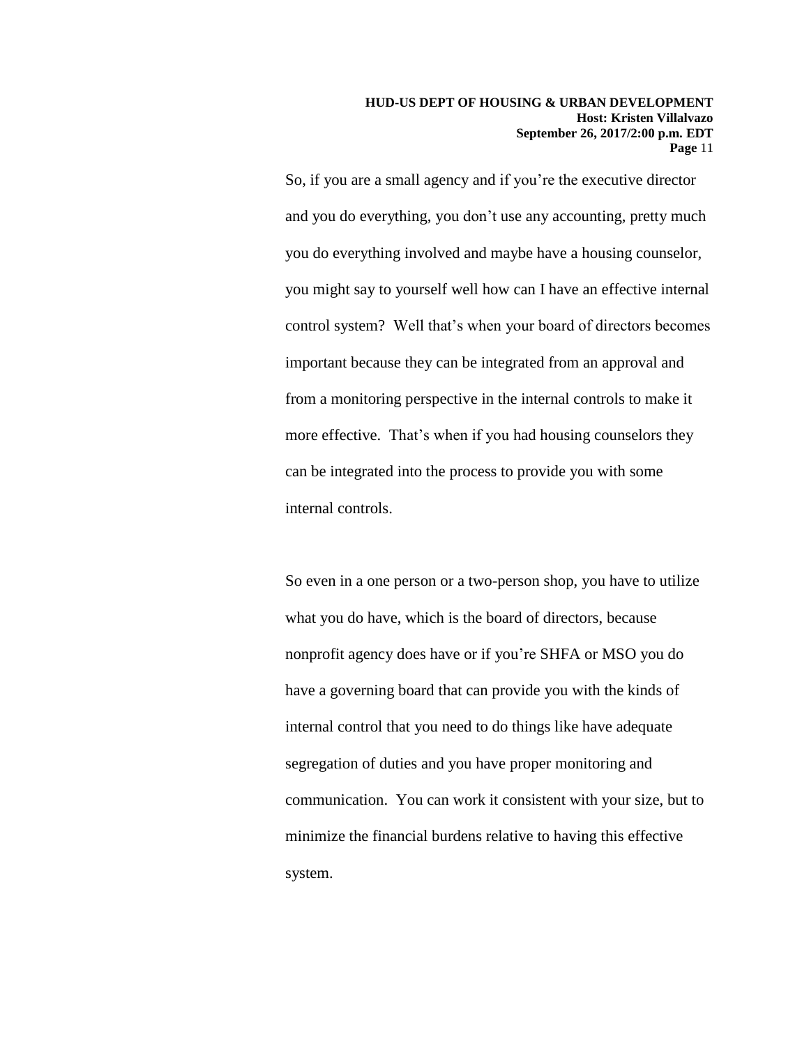So, if you are a small agency and if you're the executive director and you do everything, you don't use any accounting, pretty much you do everything involved and maybe have a housing counselor, you might say to yourself well how can I have an effective internal control system? Well that's when your board of directors becomes important because they can be integrated from an approval and from a monitoring perspective in the internal controls to make it more effective. That's when if you had housing counselors they can be integrated into the process to provide you with some internal controls.

So even in a one person or a two-person shop, you have to utilize what you do have, which is the board of directors, because nonprofit agency does have or if you're SHFA or MSO you do have a governing board that can provide you with the kinds of internal control that you need to do things like have adequate segregation of duties and you have proper monitoring and communication. You can work it consistent with your size, but to minimize the financial burdens relative to having this effective system.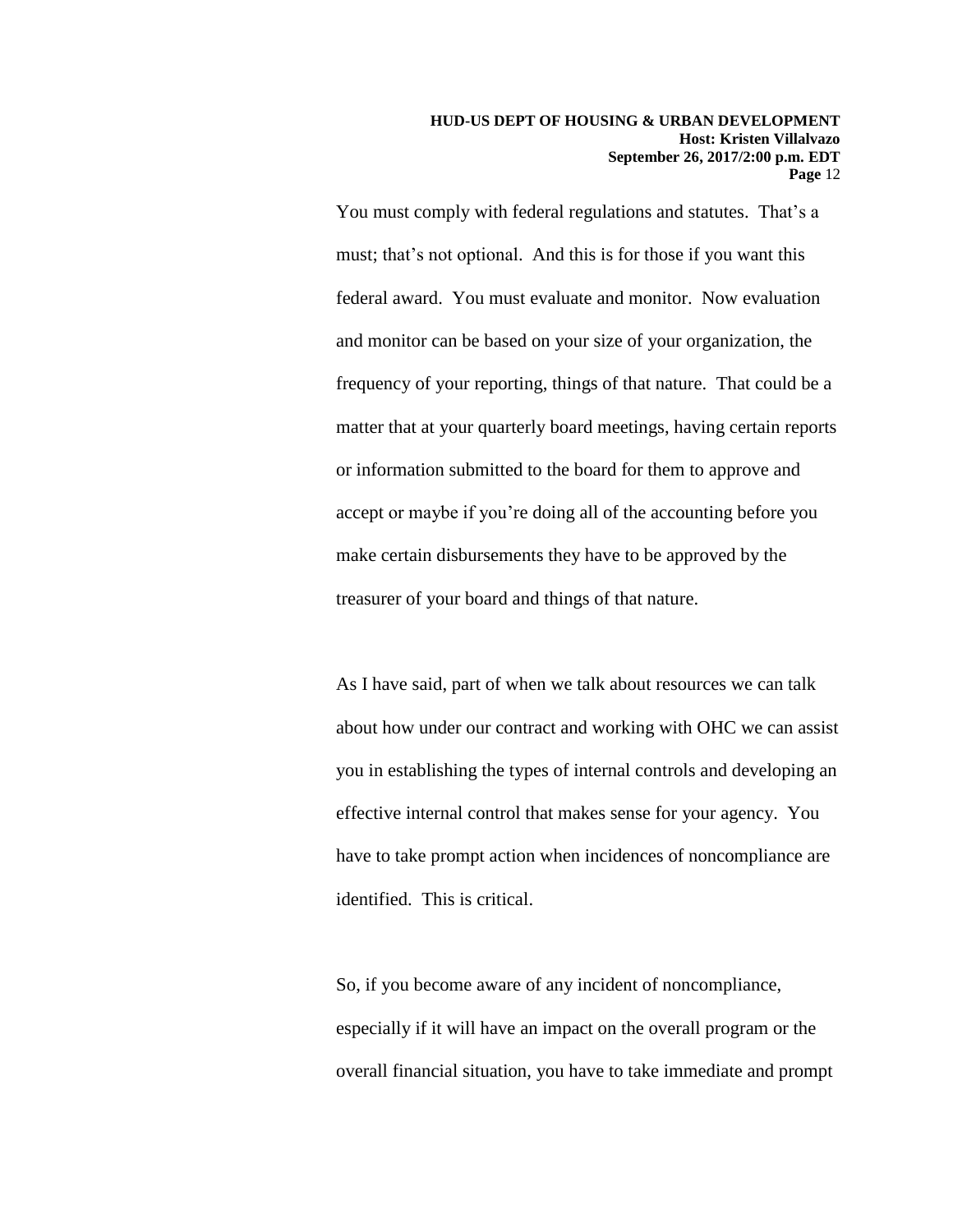You must comply with federal regulations and statutes. That's a must; that's not optional. And this is for those if you want this federal award. You must evaluate and monitor. Now evaluation and monitor can be based on your size of your organization, the frequency of your reporting, things of that nature. That could be a matter that at your quarterly board meetings, having certain reports or information submitted to the board for them to approve and accept or maybe if you're doing all of the accounting before you make certain disbursements they have to be approved by the treasurer of your board and things of that nature.

As I have said, part of when we talk about resources we can talk about how under our contract and working with OHC we can assist you in establishing the types of internal controls and developing an effective internal control that makes sense for your agency. You have to take prompt action when incidences of noncompliance are identified. This is critical.

So, if you become aware of any incident of noncompliance, especially if it will have an impact on the overall program or the overall financial situation, you have to take immediate and prompt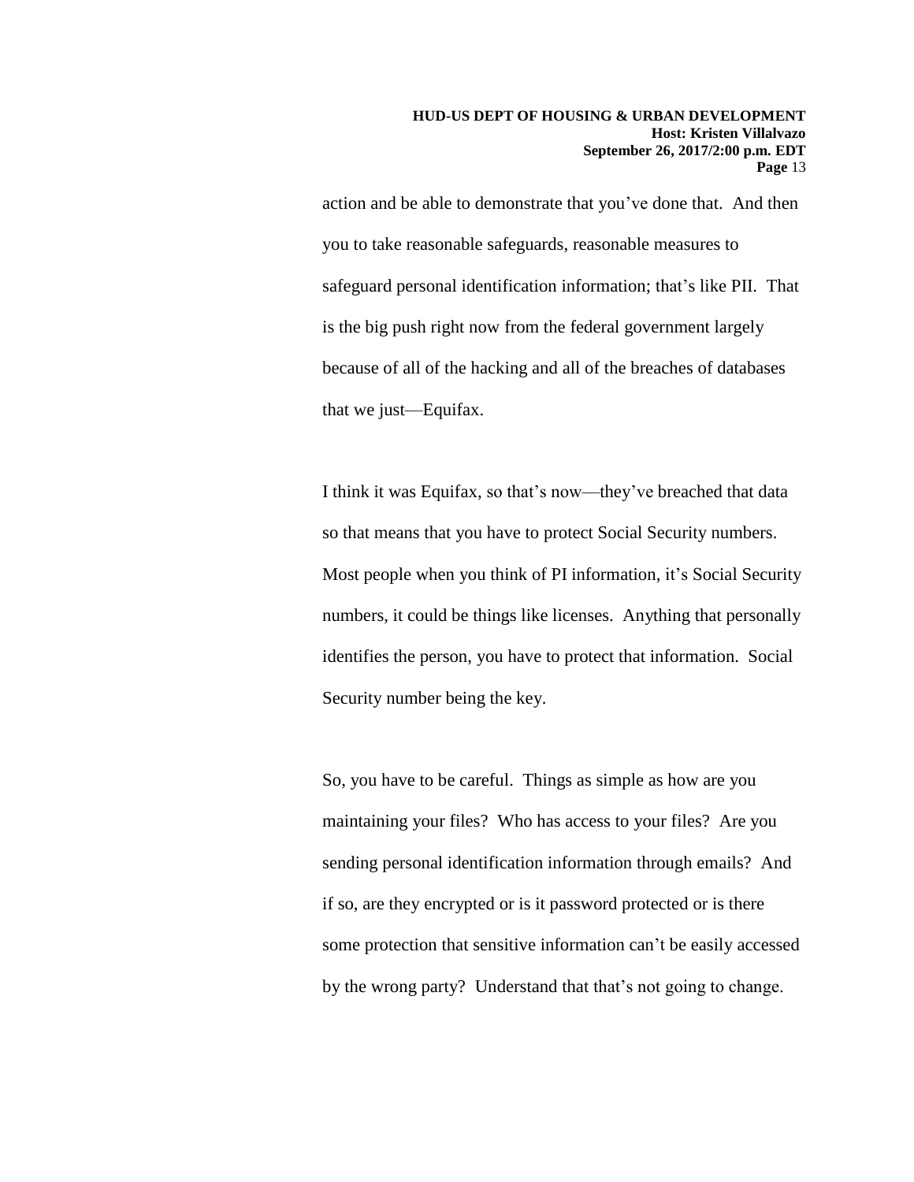action and be able to demonstrate that you've done that. And then you to take reasonable safeguards, reasonable measures to safeguard personal identification information; that's like PII. That is the big push right now from the federal government largely because of all of the hacking and all of the breaches of databases that we just—Equifax.

I think it was Equifax, so that's now—they've breached that data so that means that you have to protect Social Security numbers. Most people when you think of PI information, it's Social Security numbers, it could be things like licenses. Anything that personally identifies the person, you have to protect that information. Social Security number being the key.

So, you have to be careful. Things as simple as how are you maintaining your files? Who has access to your files? Are you sending personal identification information through emails? And if so, are they encrypted or is it password protected or is there some protection that sensitive information can't be easily accessed by the wrong party? Understand that that's not going to change.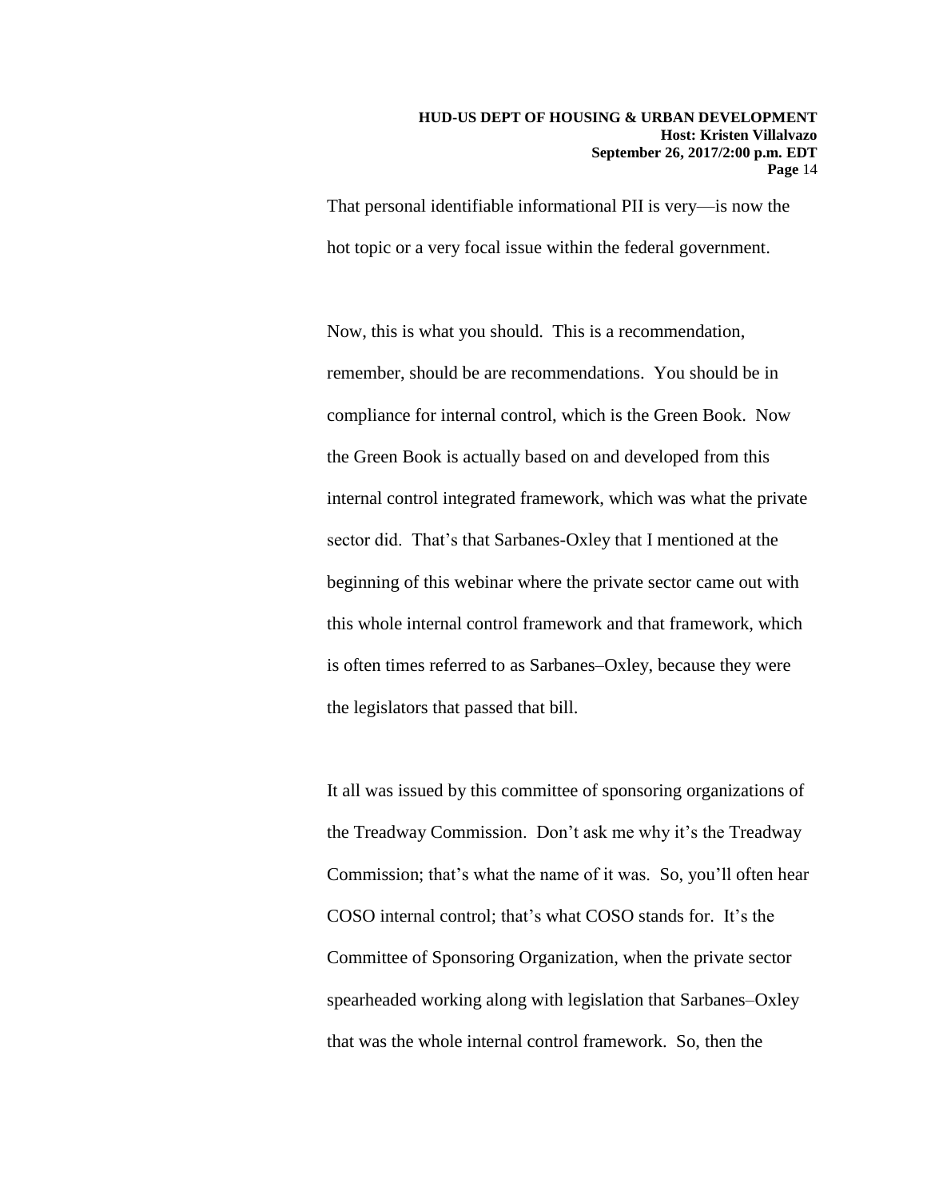That personal identifiable informational PII is very—is now the hot topic or a very focal issue within the federal government.

Now, this is what you should. This is a recommendation, remember, should be are recommendations. You should be in compliance for internal control, which is the Green Book. Now the Green Book is actually based on and developed from this internal control integrated framework, which was what the private sector did. That's that Sarbanes-Oxley that I mentioned at the beginning of this webinar where the private sector came out with this whole internal control framework and that framework, which is often times referred to as Sarbanes–Oxley, because they were the legislators that passed that bill.

It all was issued by this committee of sponsoring organizations of the Treadway Commission. Don't ask me why it's the Treadway Commission; that's what the name of it was. So, you'll often hear COSO internal control; that's what COSO stands for. It's the Committee of Sponsoring Organization, when the private sector spearheaded working along with legislation that Sarbanes–Oxley that was the whole internal control framework. So, then the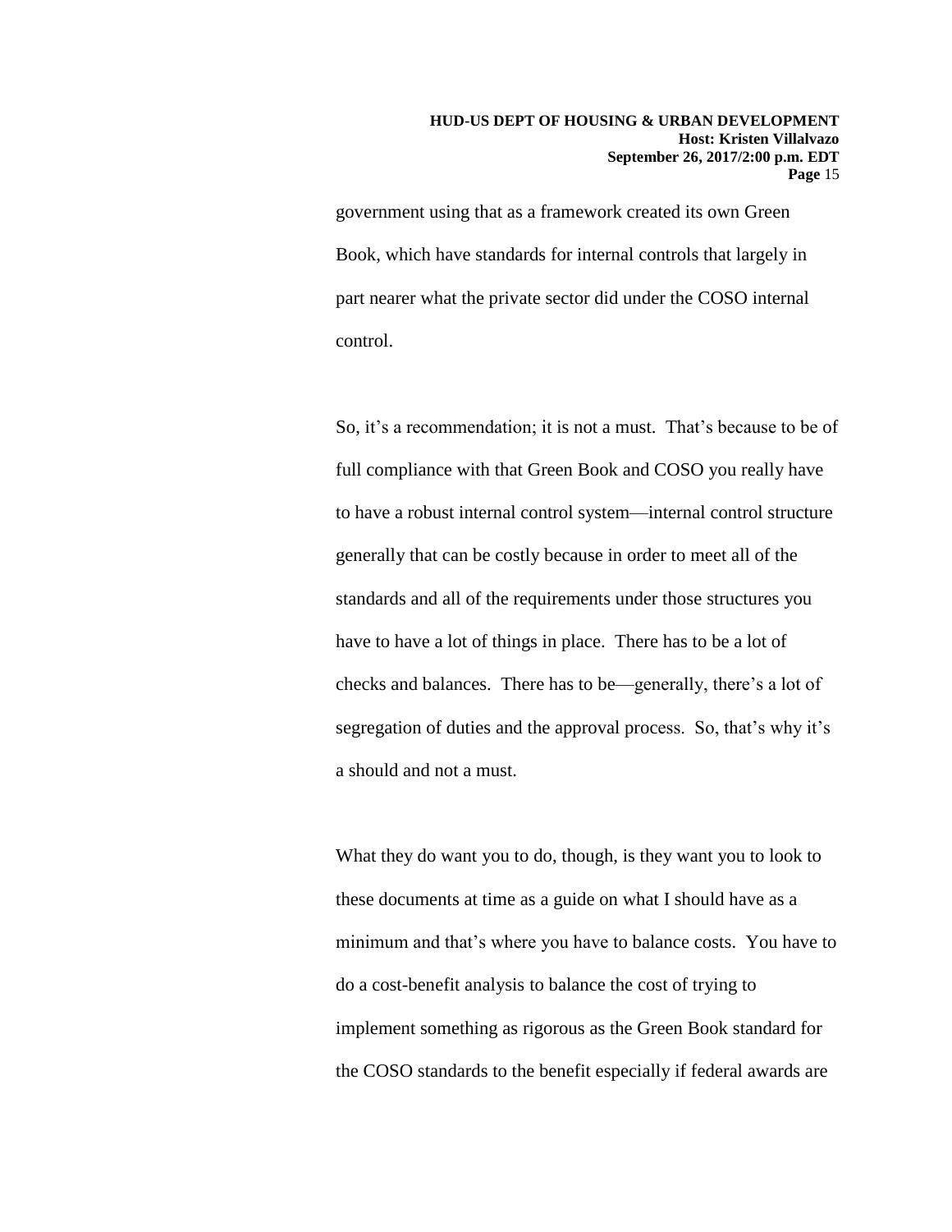government using that as a framework created its own Green Book, which have standards for internal controls that largely in part nearer what the private sector did under the COSO internal control.

So, it's a recommendation; it is not a must. That's because to be of full compliance with that Green Book and COSO you really have to have a robust internal control system—internal control structure generally that can be costly because in order to meet all of the standards and all of the requirements under those structures you have to have a lot of things in place. There has to be a lot of checks and balances. There has to be—generally, there's a lot of segregation of duties and the approval process. So, that's why it's a should and not a must.

What they do want you to do, though, is they want you to look to these documents at time as a guide on what I should have as a minimum and that's where you have to balance costs. You have to do a cost-benefit analysis to balance the cost of trying to implement something as rigorous as the Green Book standard for the COSO standards to the benefit especially if federal awards are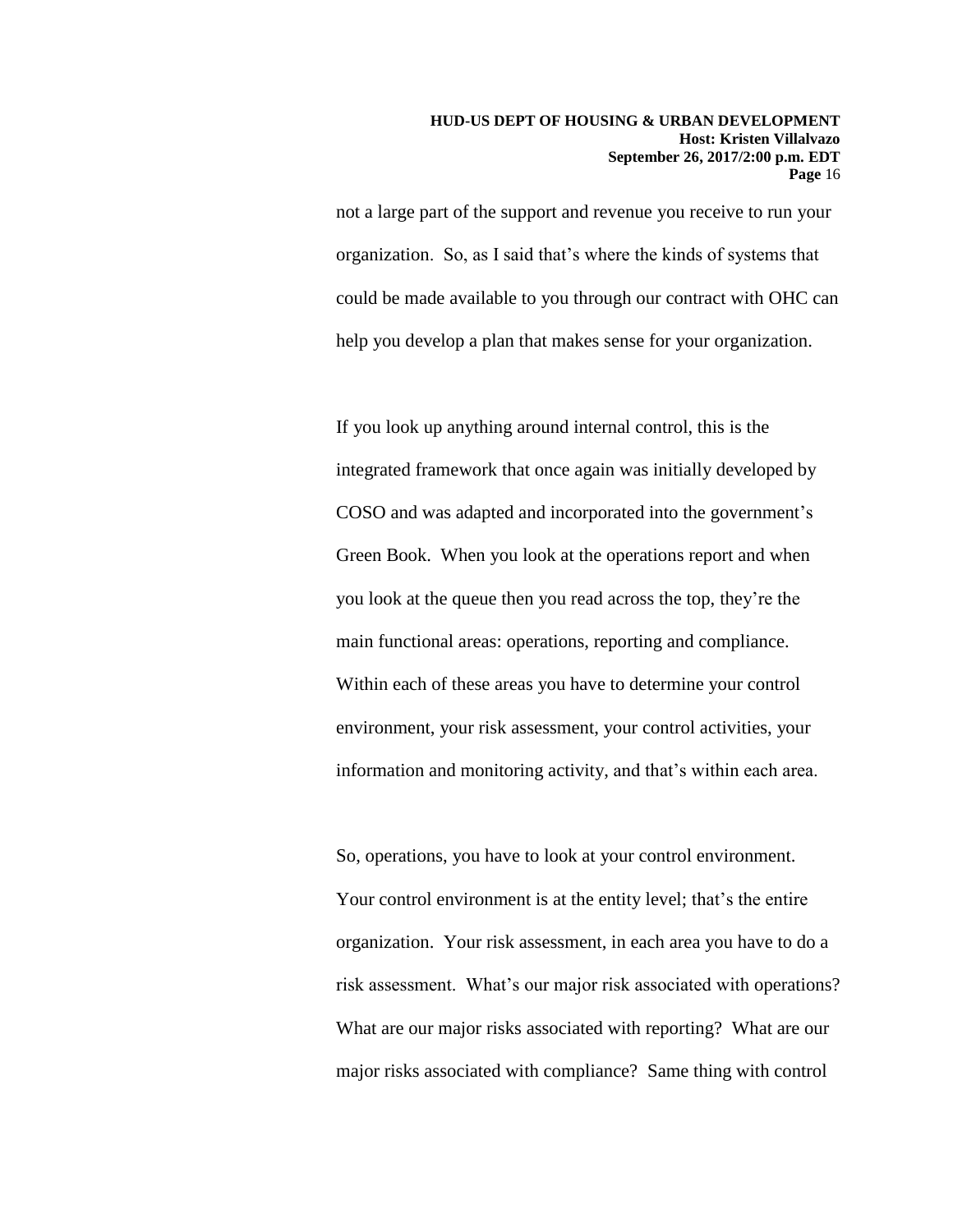not a large part of the support and revenue you receive to run your organization. So, as I said that's where the kinds of systems that could be made available to you through our contract with OHC can help you develop a plan that makes sense for your organization.

If you look up anything around internal control, this is the integrated framework that once again was initially developed by COSO and was adapted and incorporated into the government's Green Book. When you look at the operations report and when you look at the queue then you read across the top, they're the main functional areas: operations, reporting and compliance. Within each of these areas you have to determine your control environment, your risk assessment, your control activities, your information and monitoring activity, and that's within each area.

So, operations, you have to look at your control environment. Your control environment is at the entity level; that's the entire organization. Your risk assessment, in each area you have to do a risk assessment. What's our major risk associated with operations? What are our major risks associated with reporting? What are our major risks associated with compliance? Same thing with control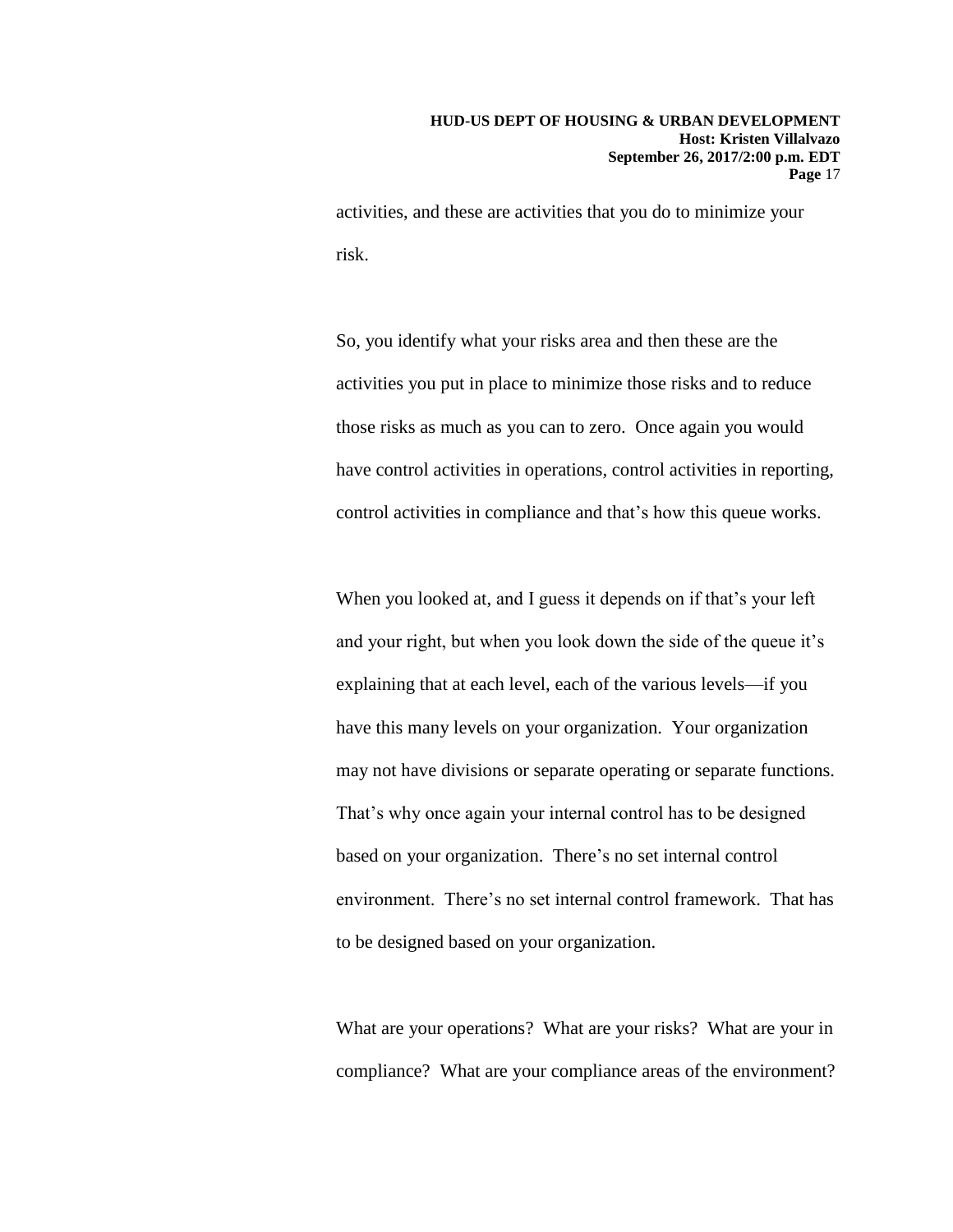activities, and these are activities that you do to minimize your risk.

So, you identify what your risks area and then these are the activities you put in place to minimize those risks and to reduce those risks as much as you can to zero. Once again you would have control activities in operations, control activities in reporting, control activities in compliance and that's how this queue works.

When you looked at, and I guess it depends on if that's your left and your right, but when you look down the side of the queue it's explaining that at each level, each of the various levels—if you have this many levels on your organization. Your organization may not have divisions or separate operating or separate functions. That's why once again your internal control has to be designed based on your organization. There's no set internal control environment. There's no set internal control framework. That has to be designed based on your organization.

What are your operations? What are your risks? What are your in compliance? What are your compliance areas of the environment?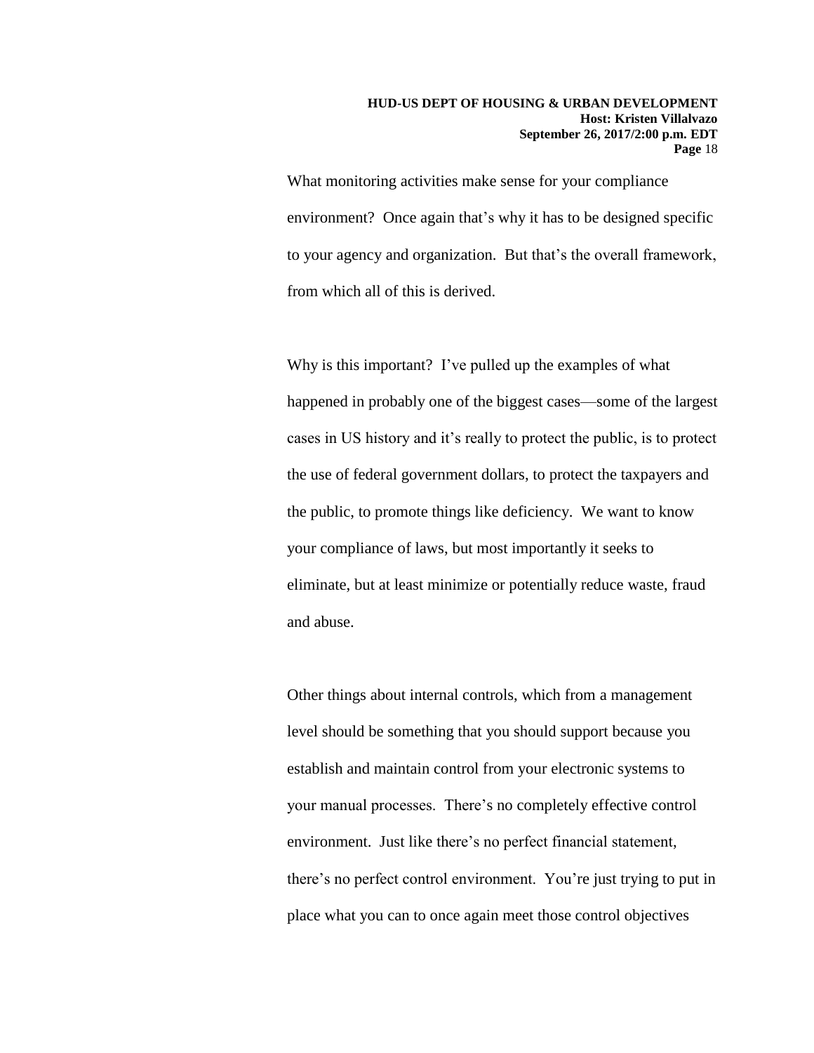What monitoring activities make sense for your compliance environment? Once again that's why it has to be designed specific to your agency and organization. But that's the overall framework, from which all of this is derived.

Why is this important? I've pulled up the examples of what happened in probably one of the biggest cases—some of the largest cases in US history and it's really to protect the public, is to protect the use of federal government dollars, to protect the taxpayers and the public, to promote things like deficiency. We want to know your compliance of laws, but most importantly it seeks to eliminate, but at least minimize or potentially reduce waste, fraud and abuse.

Other things about internal controls, which from a management level should be something that you should support because you establish and maintain control from your electronic systems to your manual processes. There's no completely effective control environment. Just like there's no perfect financial statement, there's no perfect control environment. You're just trying to put in place what you can to once again meet those control objectives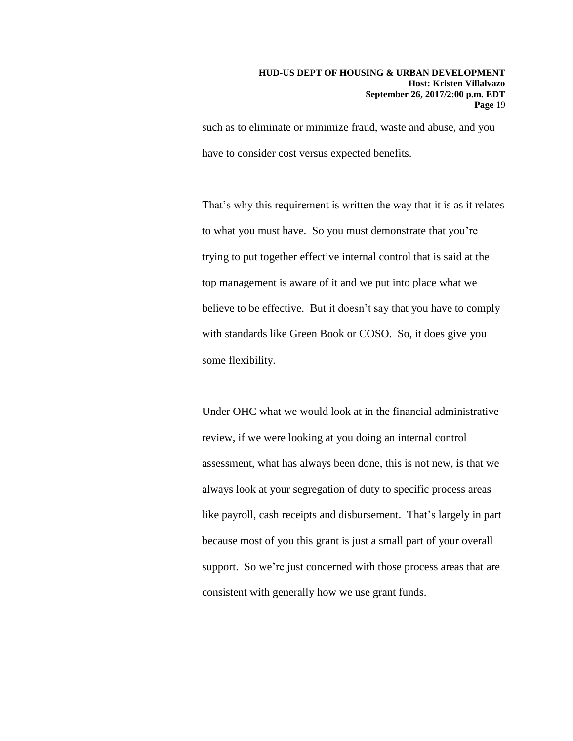such as to eliminate or minimize fraud, waste and abuse, and you have to consider cost versus expected benefits.

That's why this requirement is written the way that it is as it relates to what you must have. So you must demonstrate that you're trying to put together effective internal control that is said at the top management is aware of it and we put into place what we believe to be effective. But it doesn't say that you have to comply with standards like Green Book or COSO. So, it does give you some flexibility.

Under OHC what we would look at in the financial administrative review, if we were looking at you doing an internal control assessment, what has always been done, this is not new, is that we always look at your segregation of duty to specific process areas like payroll, cash receipts and disbursement. That's largely in part because most of you this grant is just a small part of your overall support. So we're just concerned with those process areas that are consistent with generally how we use grant funds.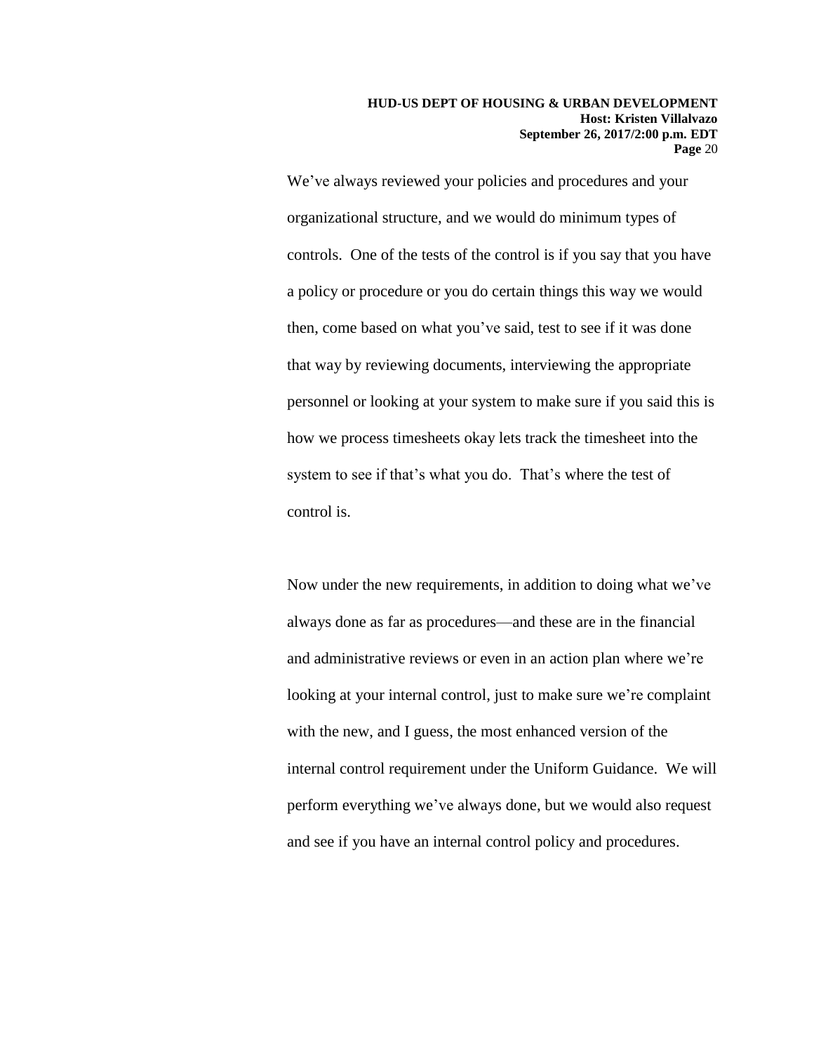We've always reviewed your policies and procedures and your organizational structure, and we would do minimum types of controls. One of the tests of the control is if you say that you have a policy or procedure or you do certain things this way we would then, come based on what you've said, test to see if it was done that way by reviewing documents, interviewing the appropriate personnel or looking at your system to make sure if you said this is how we process timesheets okay lets track the timesheet into the system to see if that's what you do. That's where the test of control is.

Now under the new requirements, in addition to doing what we've always done as far as procedures—and these are in the financial and administrative reviews or even in an action plan where we're looking at your internal control, just to make sure we're complaint with the new, and I guess, the most enhanced version of the internal control requirement under the Uniform Guidance. We will perform everything we've always done, but we would also request and see if you have an internal control policy and procedures.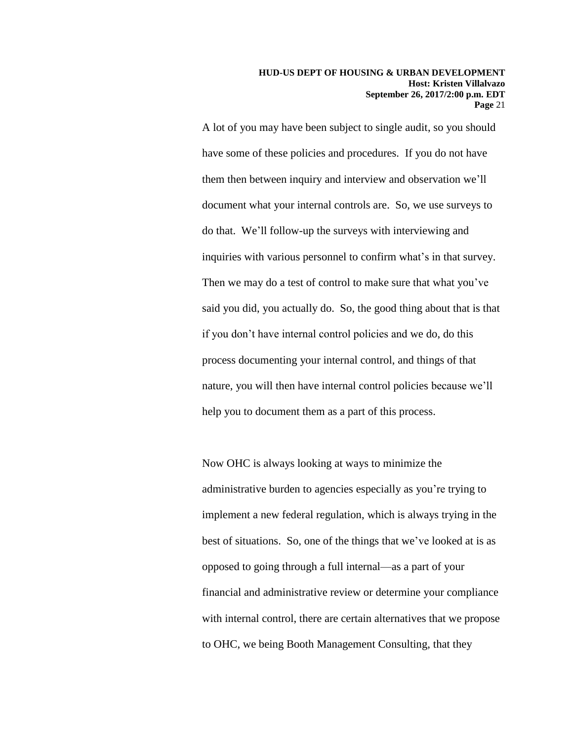A lot of you may have been subject to single audit, so you should have some of these policies and procedures. If you do not have them then between inquiry and interview and observation we'll document what your internal controls are. So, we use surveys to do that. We'll follow-up the surveys with interviewing and inquiries with various personnel to confirm what's in that survey. Then we may do a test of control to make sure that what you've said you did, you actually do. So, the good thing about that is that if you don't have internal control policies and we do, do this process documenting your internal control, and things of that nature, you will then have internal control policies because we'll help you to document them as a part of this process.

Now OHC is always looking at ways to minimize the administrative burden to agencies especially as you're trying to implement a new federal regulation, which is always trying in the best of situations. So, one of the things that we've looked at is as opposed to going through a full internal—as a part of your financial and administrative review or determine your compliance with internal control, there are certain alternatives that we propose to OHC, we being Booth Management Consulting, that they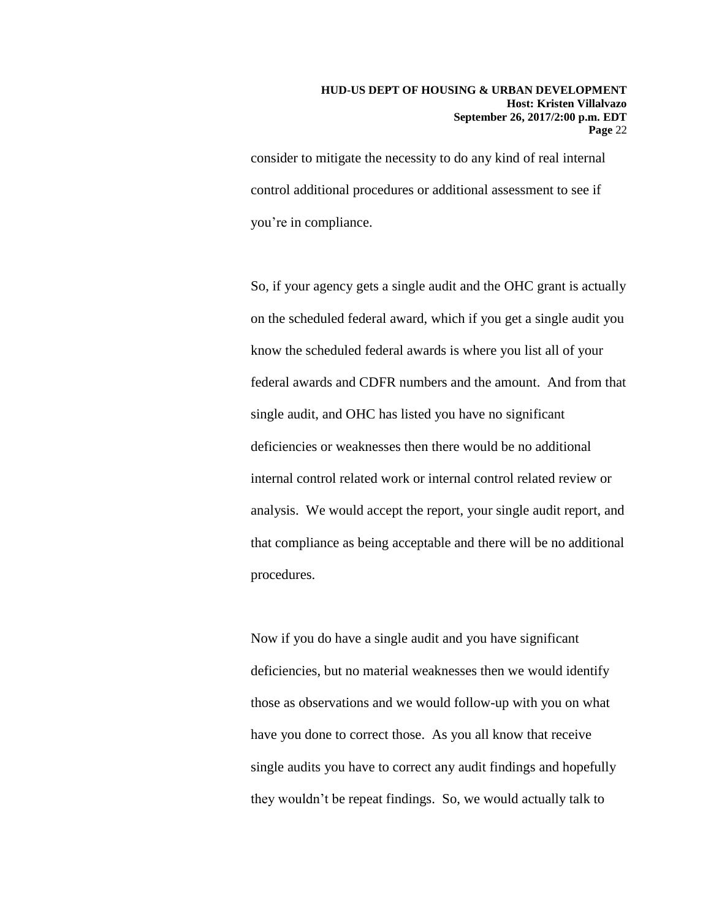consider to mitigate the necessity to do any kind of real internal control additional procedures or additional assessment to see if you're in compliance.

So, if your agency gets a single audit and the OHC grant is actually on the scheduled federal award, which if you get a single audit you know the scheduled federal awards is where you list all of your federal awards and CDFR numbers and the amount. And from that single audit, and OHC has listed you have no significant deficiencies or weaknesses then there would be no additional internal control related work or internal control related review or analysis. We would accept the report, your single audit report, and that compliance as being acceptable and there will be no additional procedures.

Now if you do have a single audit and you have significant deficiencies, but no material weaknesses then we would identify those as observations and we would follow-up with you on what have you done to correct those. As you all know that receive single audits you have to correct any audit findings and hopefully they wouldn't be repeat findings. So, we would actually talk to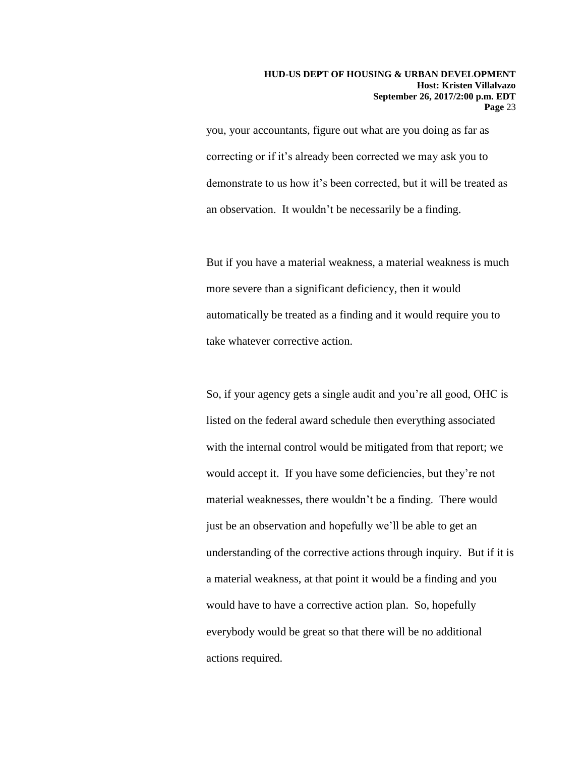you, your accountants, figure out what are you doing as far as correcting or if it's already been corrected we may ask you to demonstrate to us how it's been corrected, but it will be treated as an observation. It wouldn't be necessarily be a finding.

But if you have a material weakness, a material weakness is much more severe than a significant deficiency, then it would automatically be treated as a finding and it would require you to take whatever corrective action.

So, if your agency gets a single audit and you're all good, OHC is listed on the federal award schedule then everything associated with the internal control would be mitigated from that report; we would accept it. If you have some deficiencies, but they're not material weaknesses, there wouldn't be a finding. There would just be an observation and hopefully we'll be able to get an understanding of the corrective actions through inquiry. But if it is a material weakness, at that point it would be a finding and you would have to have a corrective action plan. So, hopefully everybody would be great so that there will be no additional actions required.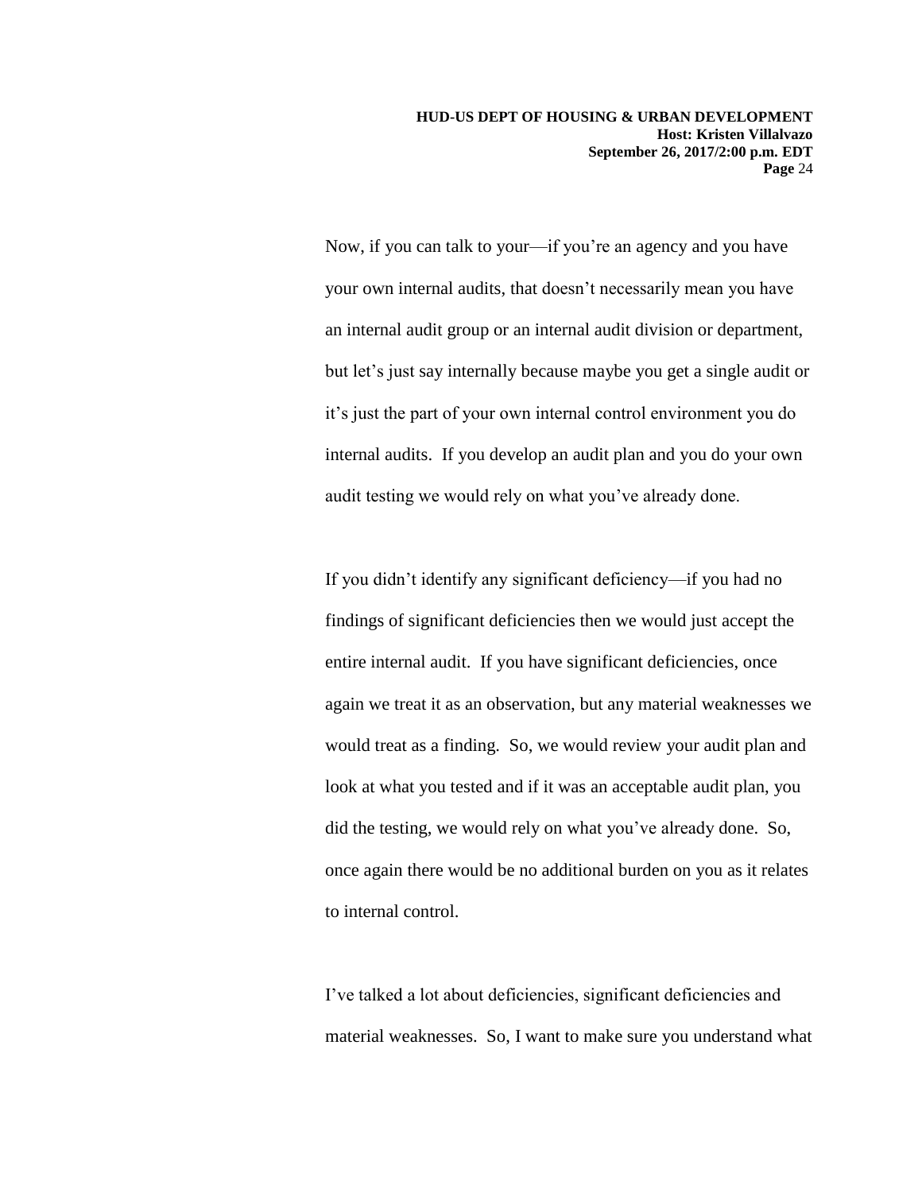Now, if you can talk to your—if you're an agency and you have your own internal audits, that doesn't necessarily mean you have an internal audit group or an internal audit division or department, but let's just say internally because maybe you get a single audit or it's just the part of your own internal control environment you do internal audits. If you develop an audit plan and you do your own audit testing we would rely on what you've already done.

If you didn't identify any significant deficiency—if you had no findings of significant deficiencies then we would just accept the entire internal audit. If you have significant deficiencies, once again we treat it as an observation, but any material weaknesses we would treat as a finding. So, we would review your audit plan and look at what you tested and if it was an acceptable audit plan, you did the testing, we would rely on what you've already done. So, once again there would be no additional burden on you as it relates to internal control.

I've talked a lot about deficiencies, significant deficiencies and material weaknesses. So, I want to make sure you understand what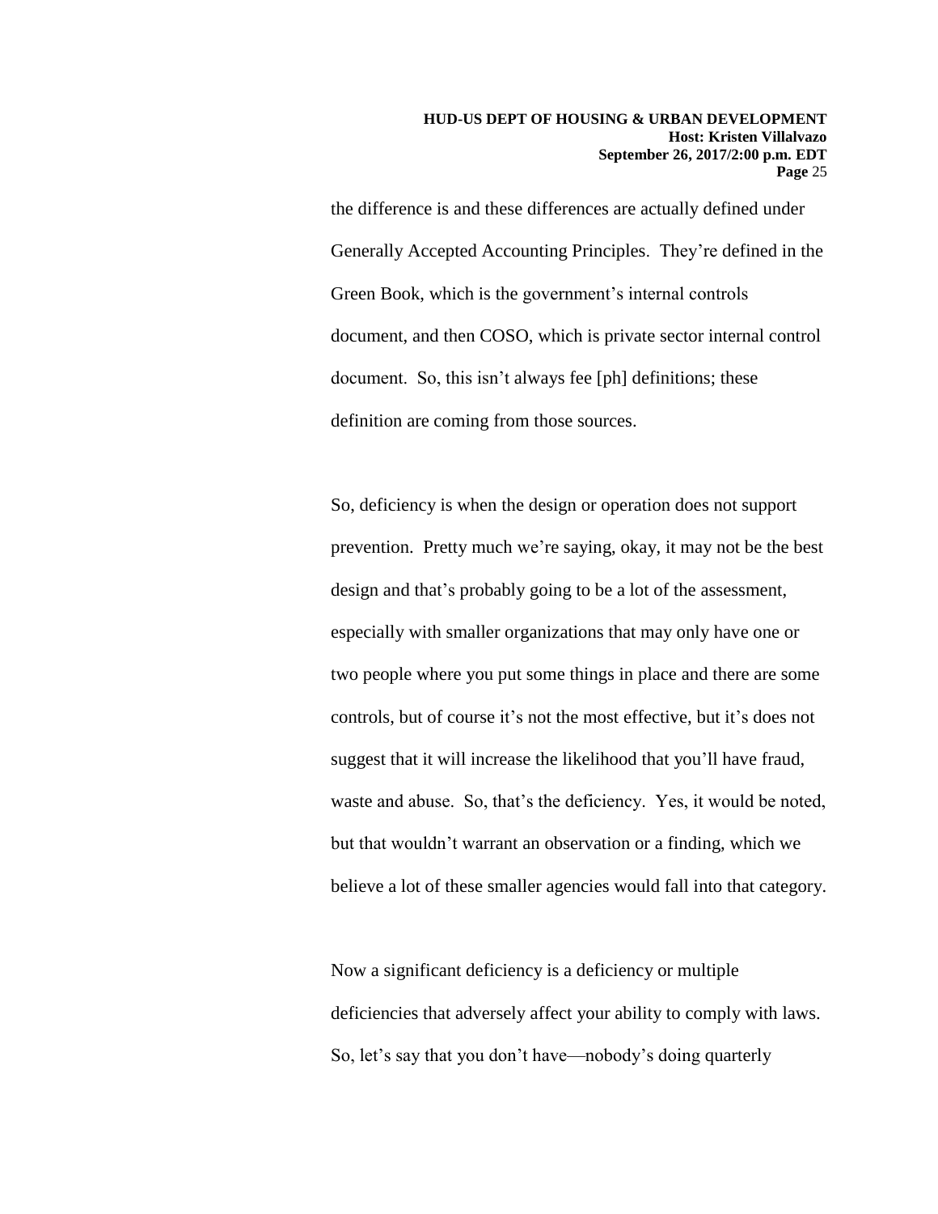the difference is and these differences are actually defined under Generally Accepted Accounting Principles. They're defined in the Green Book, which is the government's internal controls document, and then COSO, which is private sector internal control document. So, this isn't always fee [ph] definitions; these definition are coming from those sources.

So, deficiency is when the design or operation does not support prevention. Pretty much we're saying, okay, it may not be the best design and that's probably going to be a lot of the assessment, especially with smaller organizations that may only have one or two people where you put some things in place and there are some controls, but of course it's not the most effective, but it's does not suggest that it will increase the likelihood that you'll have fraud, waste and abuse. So, that's the deficiency. Yes, it would be noted, but that wouldn't warrant an observation or a finding, which we believe a lot of these smaller agencies would fall into that category.

Now a significant deficiency is a deficiency or multiple deficiencies that adversely affect your ability to comply with laws. So, let's say that you don't have—nobody's doing quarterly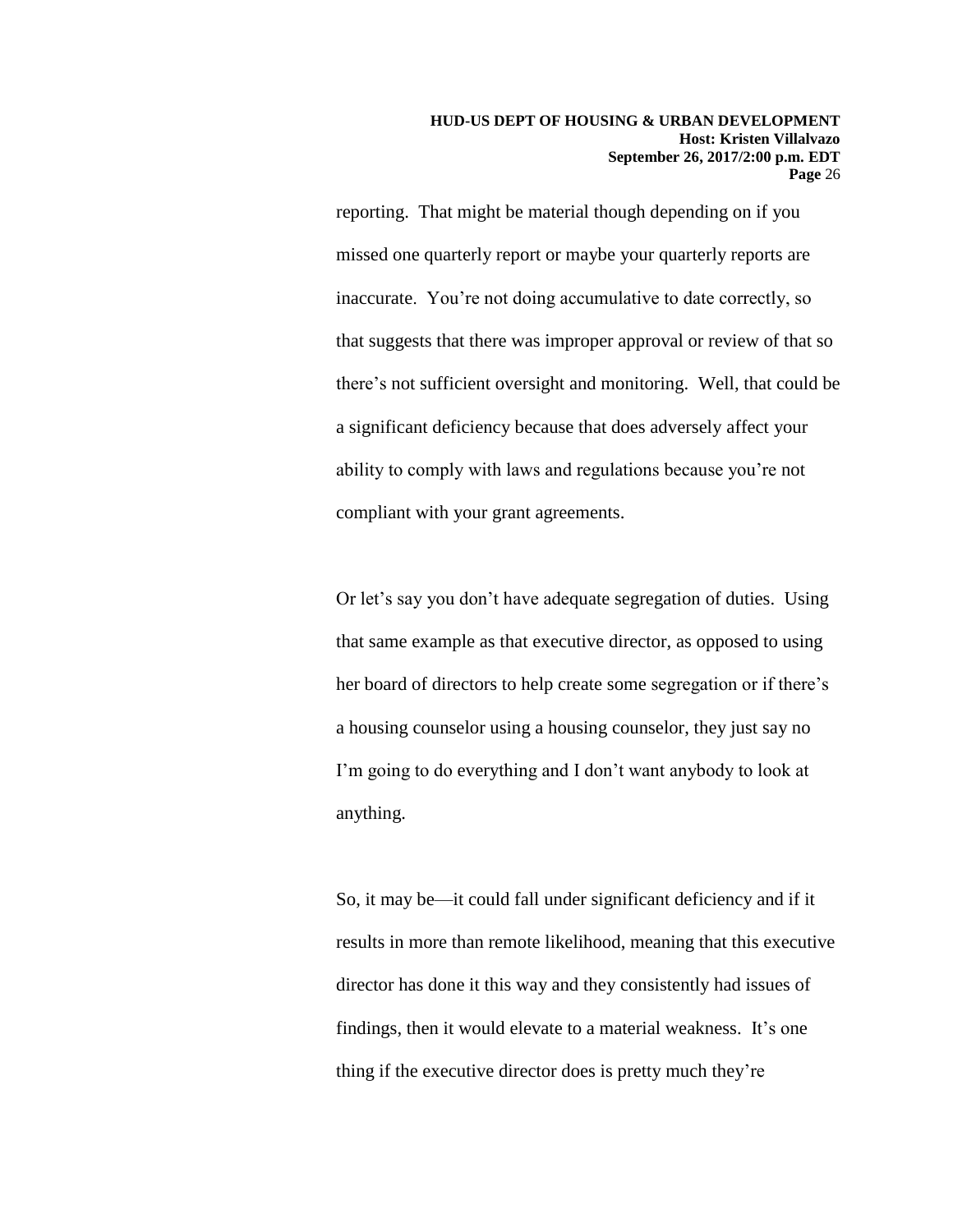reporting. That might be material though depending on if you missed one quarterly report or maybe your quarterly reports are inaccurate. You're not doing accumulative to date correctly, so that suggests that there was improper approval or review of that so there's not sufficient oversight and monitoring. Well, that could be a significant deficiency because that does adversely affect your ability to comply with laws and regulations because you're not compliant with your grant agreements.

Or let's say you don't have adequate segregation of duties. Using that same example as that executive director, as opposed to using her board of directors to help create some segregation or if there's a housing counselor using a housing counselor, they just say no I'm going to do everything and I don't want anybody to look at anything.

So, it may be—it could fall under significant deficiency and if it results in more than remote likelihood, meaning that this executive director has done it this way and they consistently had issues of findings, then it would elevate to a material weakness. It's one thing if the executive director does is pretty much they're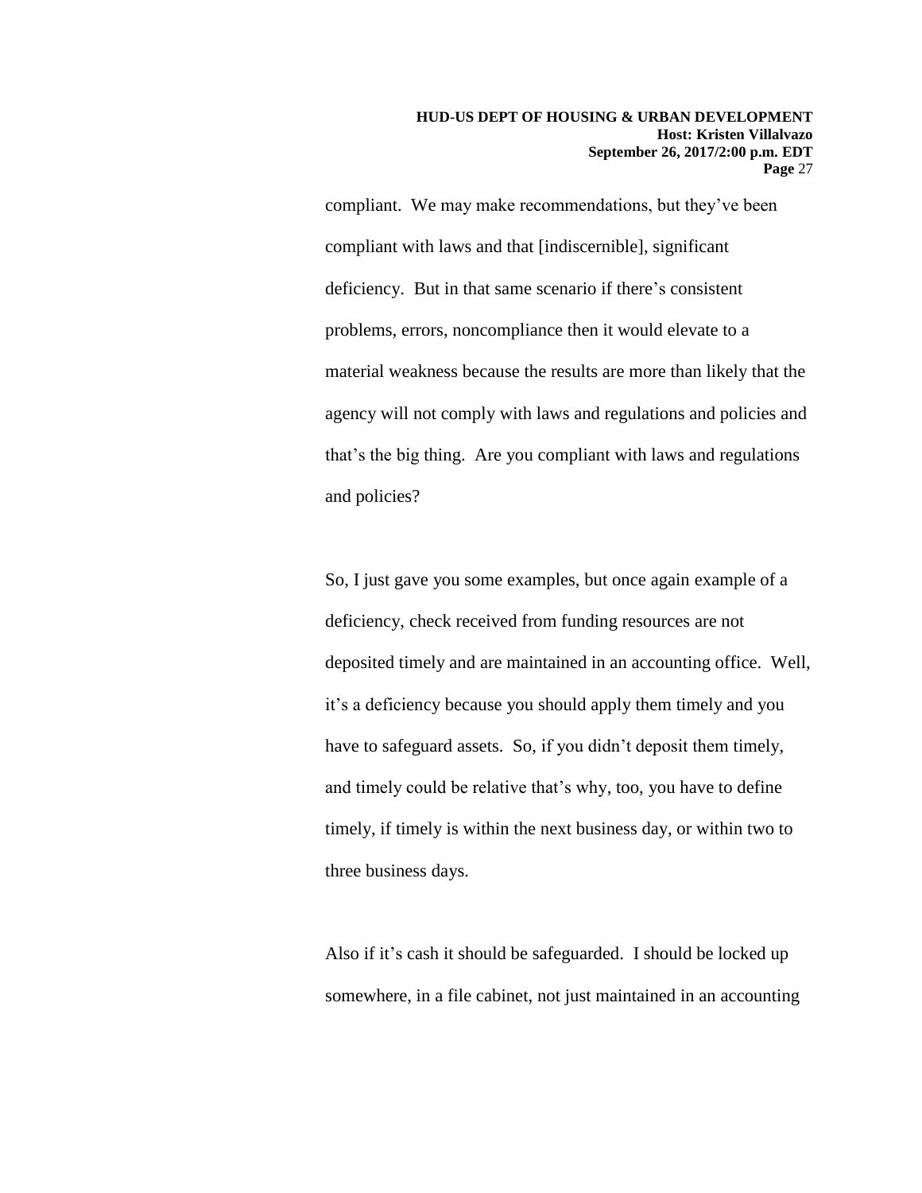compliant. We may make recommendations, but they've been compliant with laws and that [indiscernible], significant deficiency. But in that same scenario if there's consistent problems, errors, noncompliance then it would elevate to a material weakness because the results are more than likely that the agency will not comply with laws and regulations and policies and that's the big thing. Are you compliant with laws and regulations and policies?

So, I just gave you some examples, but once again example of a deficiency, check received from funding resources are not deposited timely and are maintained in an accounting office. Well, it's a deficiency because you should apply them timely and you have to safeguard assets. So, if you didn't deposit them timely, and timely could be relative that's why, too, you have to define timely, if timely is within the next business day, or within two to three business days.

Also if it's cash it should be safeguarded. I should be locked up somewhere, in a file cabinet, not just maintained in an accounting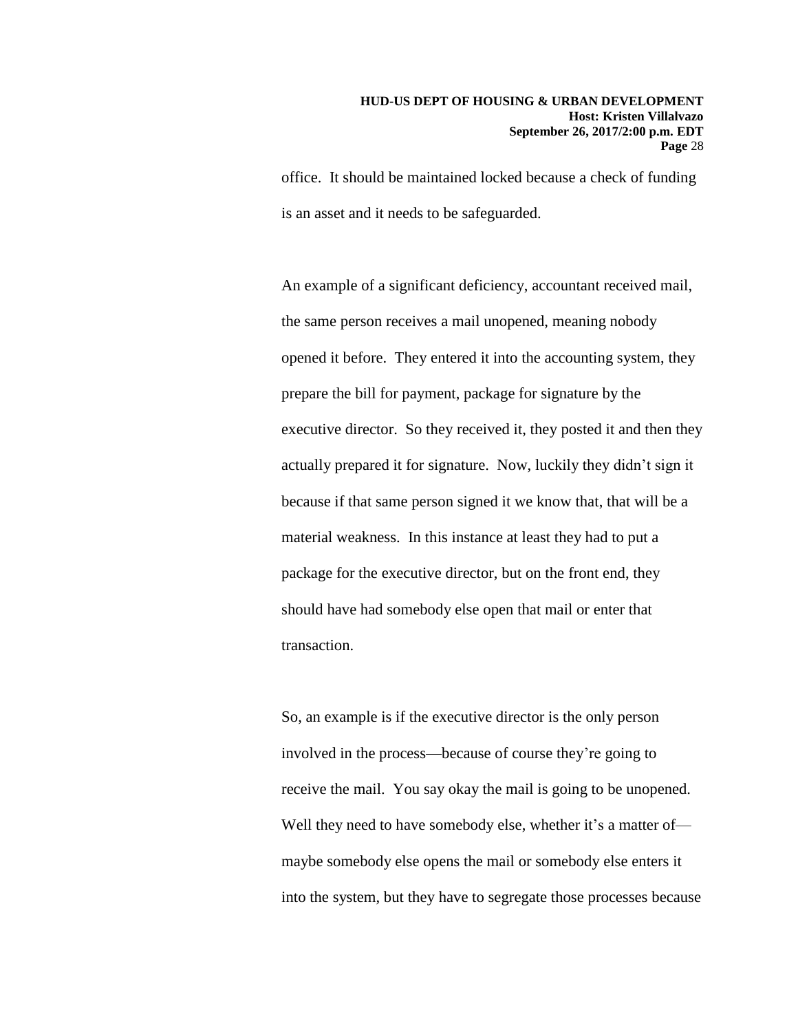office. It should be maintained locked because a check of funding is an asset and it needs to be safeguarded.

An example of a significant deficiency, accountant received mail, the same person receives a mail unopened, meaning nobody opened it before. They entered it into the accounting system, they prepare the bill for payment, package for signature by the executive director. So they received it, they posted it and then they actually prepared it for signature. Now, luckily they didn't sign it because if that same person signed it we know that, that will be a material weakness. In this instance at least they had to put a package for the executive director, but on the front end, they should have had somebody else open that mail or enter that transaction.

So, an example is if the executive director is the only person involved in the process—because of course they're going to receive the mail. You say okay the mail is going to be unopened. Well they need to have somebody else, whether it's a matter of—maybe somebody else opens the mail or somebody else enters it into the system, but they have to segregate those processes because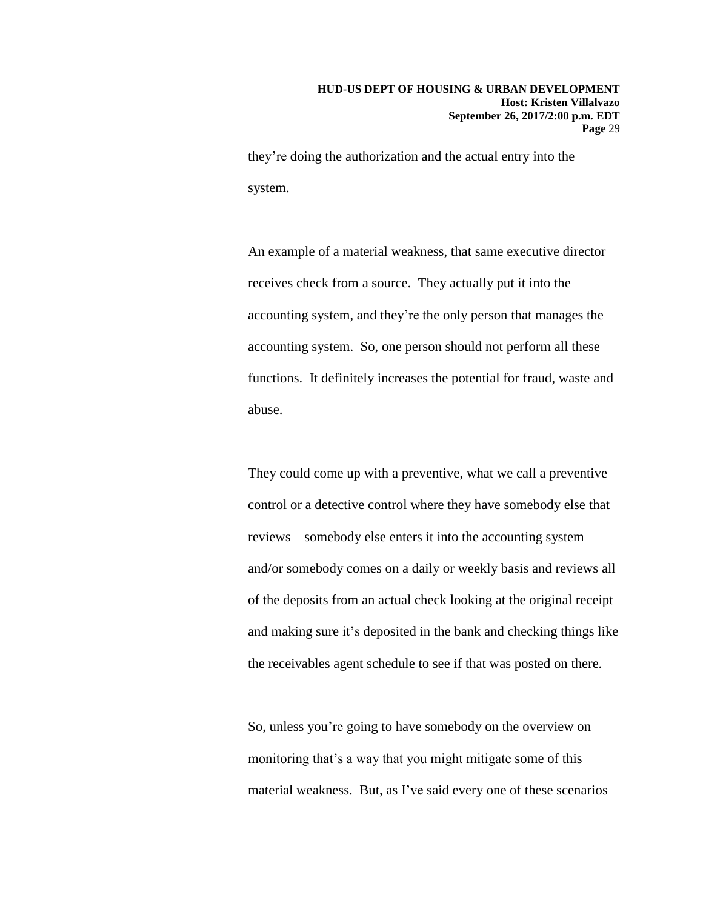they're doing the authorization and the actual entry into the system.

An example of a material weakness, that same executive director receives check from a source. They actually put it into the accounting system, and they're the only person that manages the accounting system. So, one person should not perform all these functions. It definitely increases the potential for fraud, waste and abuse.

They could come up with a preventive, what we call a preventive control or a detective control where they have somebody else that reviews—somebody else enters it into the accounting system and/or somebody comes on a daily or weekly basis and reviews all of the deposits from an actual check looking at the original receipt and making sure it's deposited in the bank and checking things like the receivables agent schedule to see if that was posted on there.

So, unless you're going to have somebody on the overview on monitoring that's a way that you might mitigate some of this material weakness. But, as I've said every one of these scenarios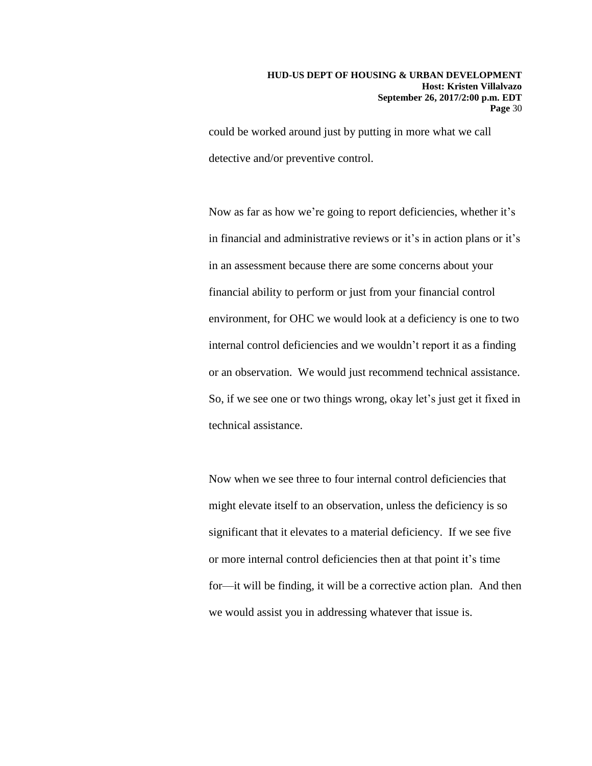could be worked around just by putting in more what we call detective and/or preventive control.

Now as far as how we're going to report deficiencies, whether it's in financial and administrative reviews or it's in action plans or it's in an assessment because there are some concerns about your financial ability to perform or just from your financial control environment, for OHC we would look at a deficiency is one to two internal control deficiencies and we wouldn't report it as a finding or an observation. We would just recommend technical assistance. So, if we see one or two things wrong, okay let's just get it fixed in technical assistance.

Now when we see three to four internal control deficiencies that might elevate itself to an observation, unless the deficiency is so significant that it elevates to a material deficiency. If we see five or more internal control deficiencies then at that point it's time for—it will be finding, it will be a corrective action plan. And then we would assist you in addressing whatever that issue is.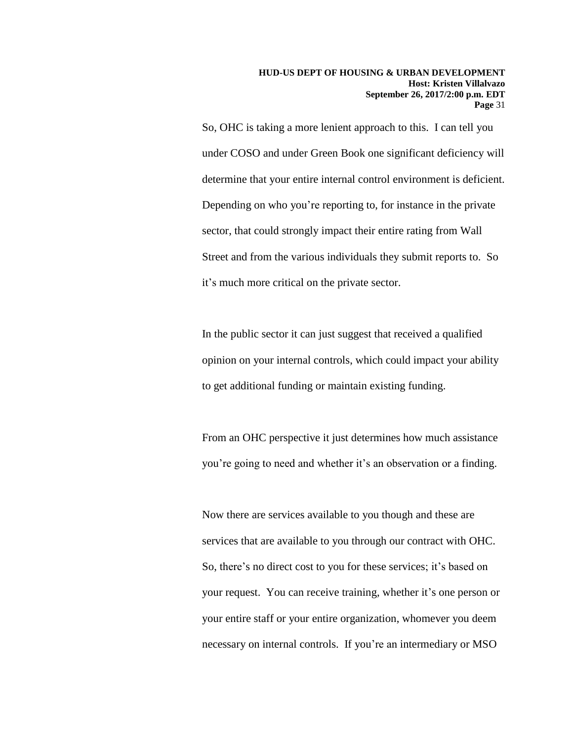So, OHC is taking a more lenient approach to this. I can tell you under COSO and under Green Book one significant deficiency will determine that your entire internal control environment is deficient. Depending on who you're reporting to, for instance in the private sector, that could strongly impact their entire rating from Wall Street and from the various individuals they submit reports to. So it's much more critical on the private sector.

In the public sector it can just suggest that received a qualified opinion on your internal controls, which could impact your ability to get additional funding or maintain existing funding.

From an OHC perspective it just determines how much assistance you're going to need and whether it's an observation or a finding.

Now there are services available to you though and these are services that are available to you through our contract with OHC. So, there's no direct cost to you for these services; it's based on your request. You can receive training, whether it's one person or your entire staff or your entire organization, whomever you deem necessary on internal controls. If you're an intermediary or MSO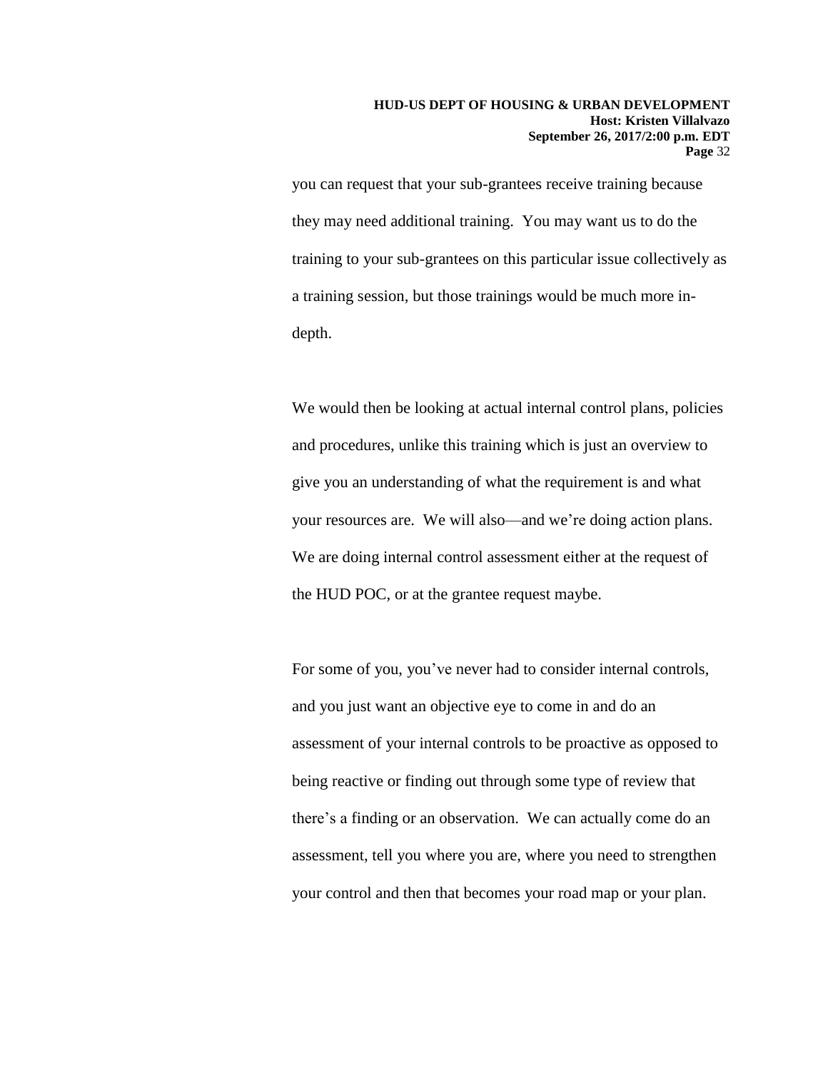you can request that your sub-grantees receive training because they may need additional training. You may want us to do the training to your sub-grantees on this particular issue collectively as a training session, but those trainings would be much more in-depth.

We would then be looking at actual internal control plans, policies and procedures, unlike this training which is just an overview to give you an understanding of what the requirement is and what your resources are. We will also—and we're doing action plans. We are doing internal control assessment either at the request of the HUD POC, or at the grantee request maybe.

For some of you, you've never had to consider internal controls, and you just want an objective eye to come in and do an assessment of your internal controls to be proactive as opposed to being reactive or finding out through some type of review that there's a finding or an observation. We can actually come do an assessment, tell you where you are, where you need to strengthen your control and then that becomes your road map or your plan.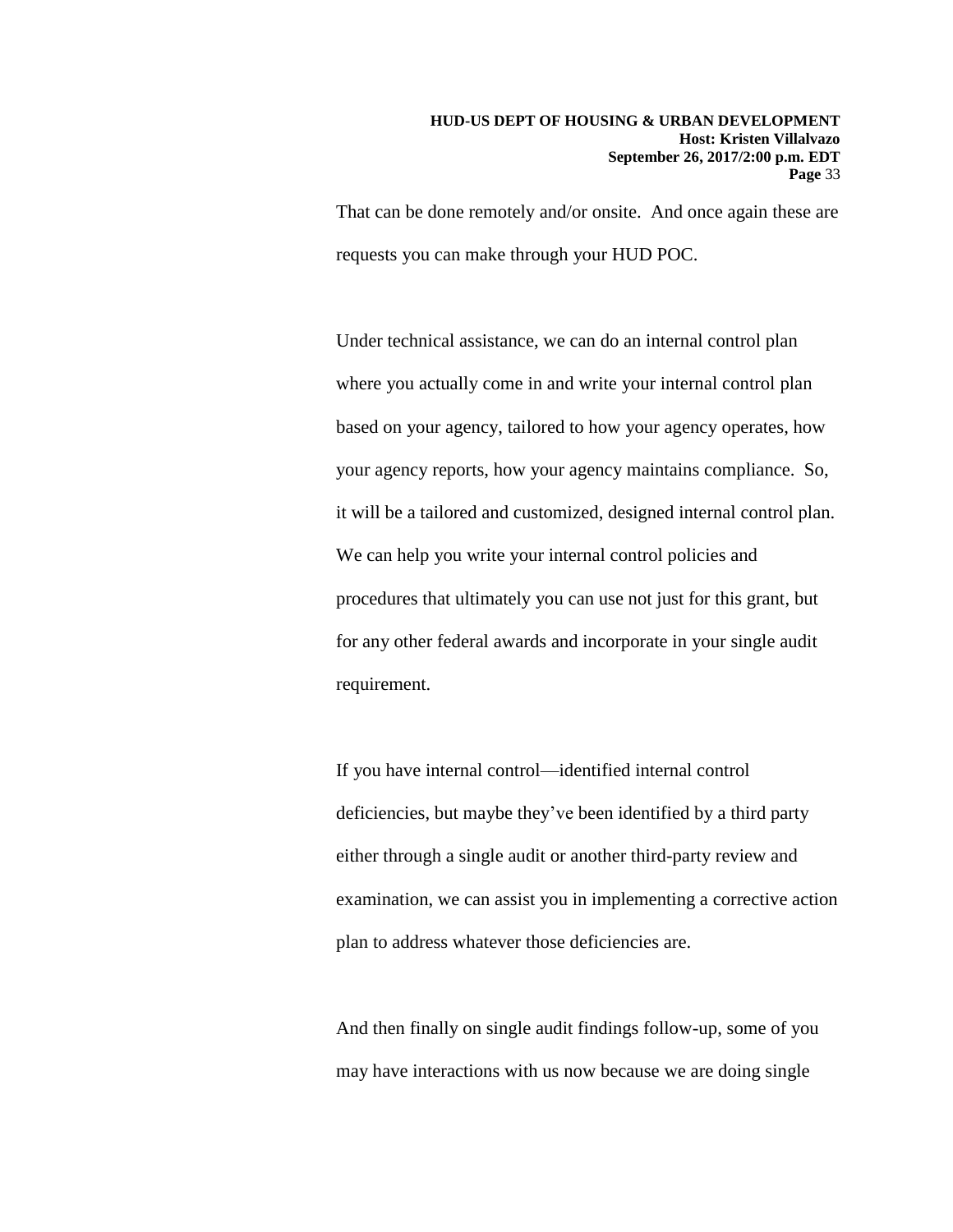That can be done remotely and/or onsite. And once again these are requests you can make through your HUD POC.

Under technical assistance, we can do an internal control plan where you actually come in and write your internal control plan based on your agency, tailored to how your agency operates, how your agency reports, how your agency maintains compliance. So, it will be a tailored and customized, designed internal control plan. We can help you write your internal control policies and procedures that ultimately you can use not just for this grant, but for any other federal awards and incorporate in your single audit requirement.

If you have internal control—identified internal control deficiencies, but maybe they've been identified by a third party either through a single audit or another third-party review and examination, we can assist you in implementing a corrective action plan to address whatever those deficiencies are.

And then finally on single audit findings follow-up, some of you may have interactions with us now because we are doing single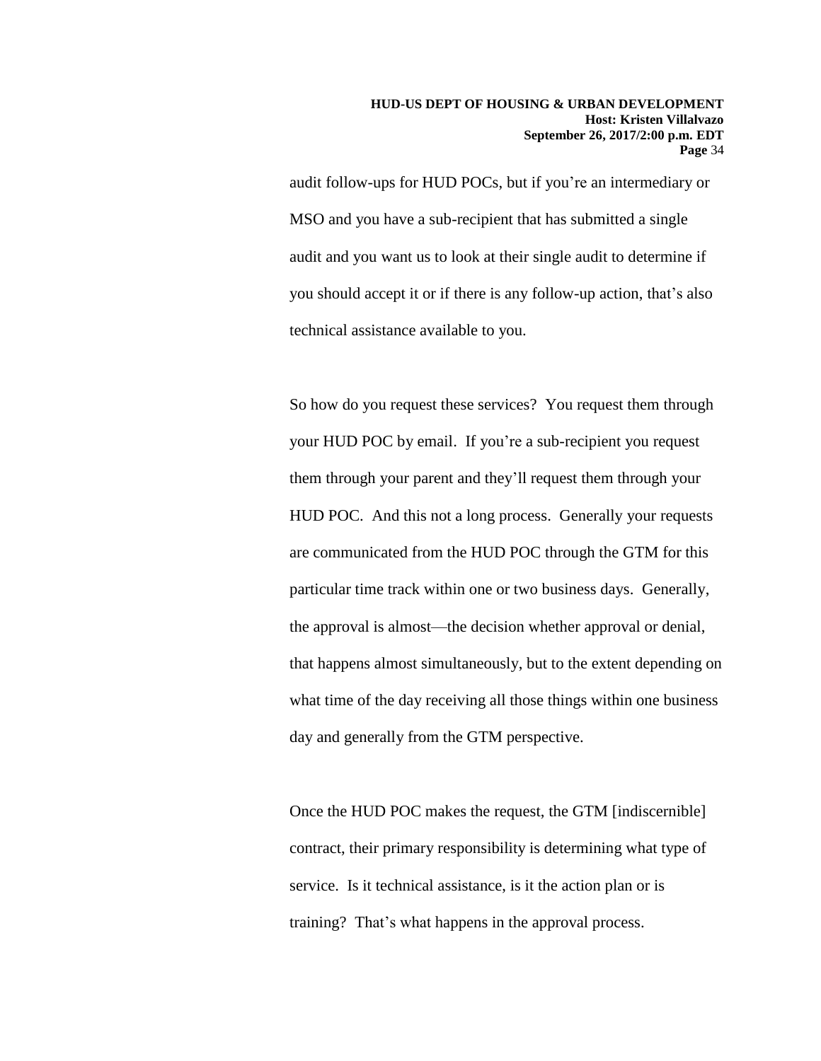audit follow-ups for HUD POCs, but if you're an intermediary or MSO and you have a sub-recipient that has submitted a single audit and you want us to look at their single audit to determine if you should accept it or if there is any follow-up action, that's also technical assistance available to you.

So how do you request these services? You request them through your HUD POC by email. If you're a sub-recipient you request them through your parent and they'll request them through your HUD POC. And this not a long process. Generally your requests are communicated from the HUD POC through the GTM for this particular time track within one or two business days. Generally, the approval is almost—the decision whether approval or denial, that happens almost simultaneously, but to the extent depending on what time of the day receiving all those things within one business day and generally from the GTM perspective.

Once the HUD POC makes the request, the GTM [indiscernible] contract, their primary responsibility is determining what type of service. Is it technical assistance, is it the action plan or is training? That's what happens in the approval process.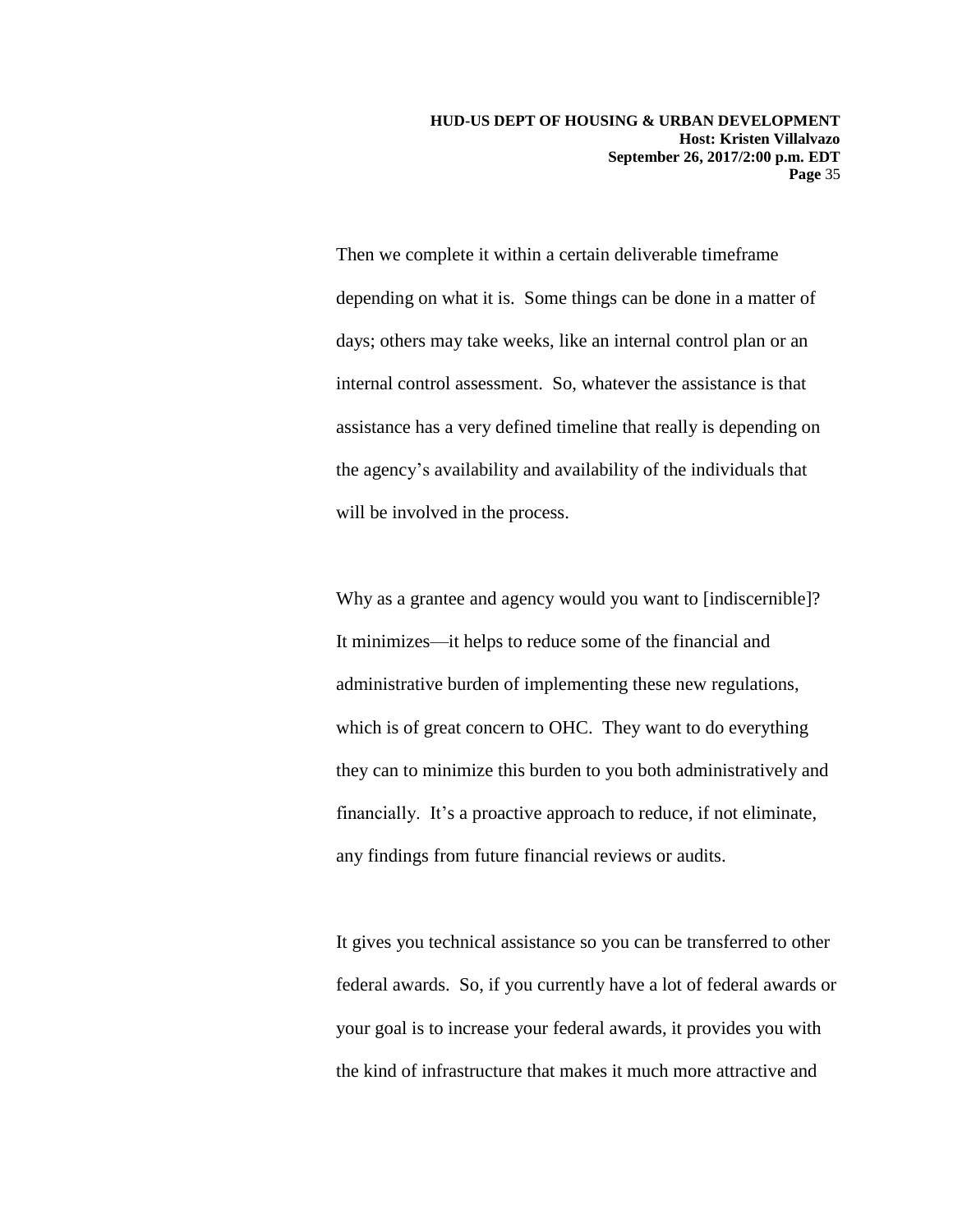Then we complete it within a certain deliverable timeframe depending on what it is. Some things can be done in a matter of days; others may take weeks, like an internal control plan or an internal control assessment. So, whatever the assistance is that assistance has a very defined timeline that really is depending on the agency's availability and availability of the individuals that will be involved in the process.

Why as a grantee and agency would you want to [indiscernible]? It minimizes—it helps to reduce some of the financial and administrative burden of implementing these new regulations, which is of great concern to OHC. They want to do everything they can to minimize this burden to you both administratively and financially. It's a proactive approach to reduce, if not eliminate, any findings from future financial reviews or audits.

It gives you technical assistance so you can be transferred to other federal awards. So, if you currently have a lot of federal awards or your goal is to increase your federal awards, it provides you with the kind of infrastructure that makes it much more attractive and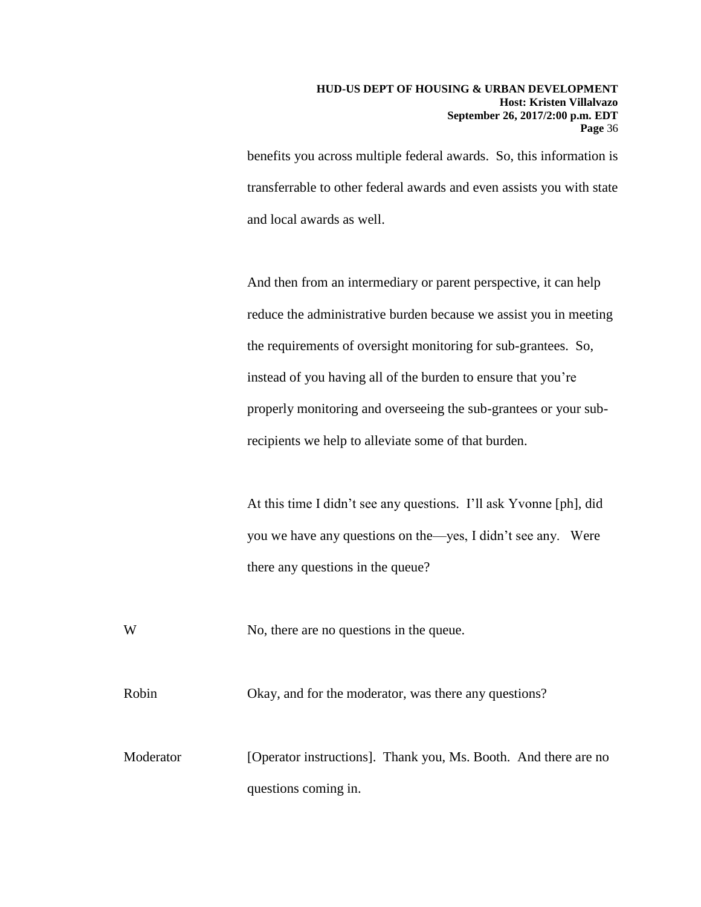benefits you across multiple federal awards. So, this information is transferrable to other federal awards and even assists you with state and local awards as well.

And then from an intermediary or parent perspective, it can help reduce the administrative burden because we assist you in meeting the requirements of oversight monitoring for sub-grantees. So, instead of you having all of the burden to ensure that you're properly monitoring and overseeing the sub-grantees or your sub-recipients we help to alleviate some of that burden.

At this time I didn't see any questions. I'll ask Yvonne [ph], did you we have any questions on the—yes, I didn't see any. Were there any questions in the queue?

W No, there are no questions in the queue.

Robin Okay, and for the moderator, was there any questions?

Moderator [Operator instructions]. Thank you, Ms. Booth. And there are no questions coming in.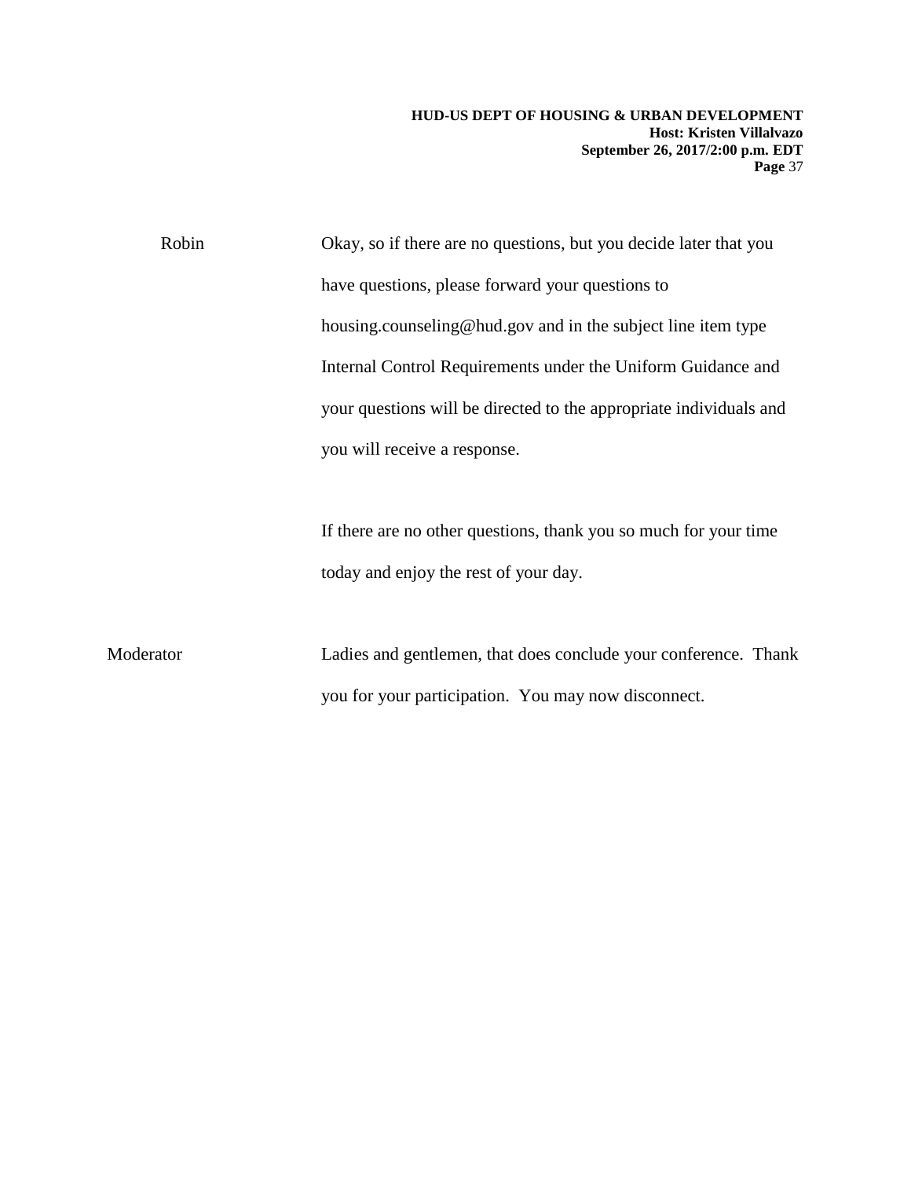Robin Okay, so if there are no questions, but you decide later that you have questions, please forward your questions to housing.counseling@hud.gov and in the subject line item type Internal Control Requirements under the Uniform Guidance and your questions will be directed to the appropriate individuals and you will receive a response.

If there are no other questions, thank you so much for your time today and enjoy the rest of your day.

Moderator Ladies and gentlemen, that does conclude your conference. Thank you for your participation. You may now disconnect.